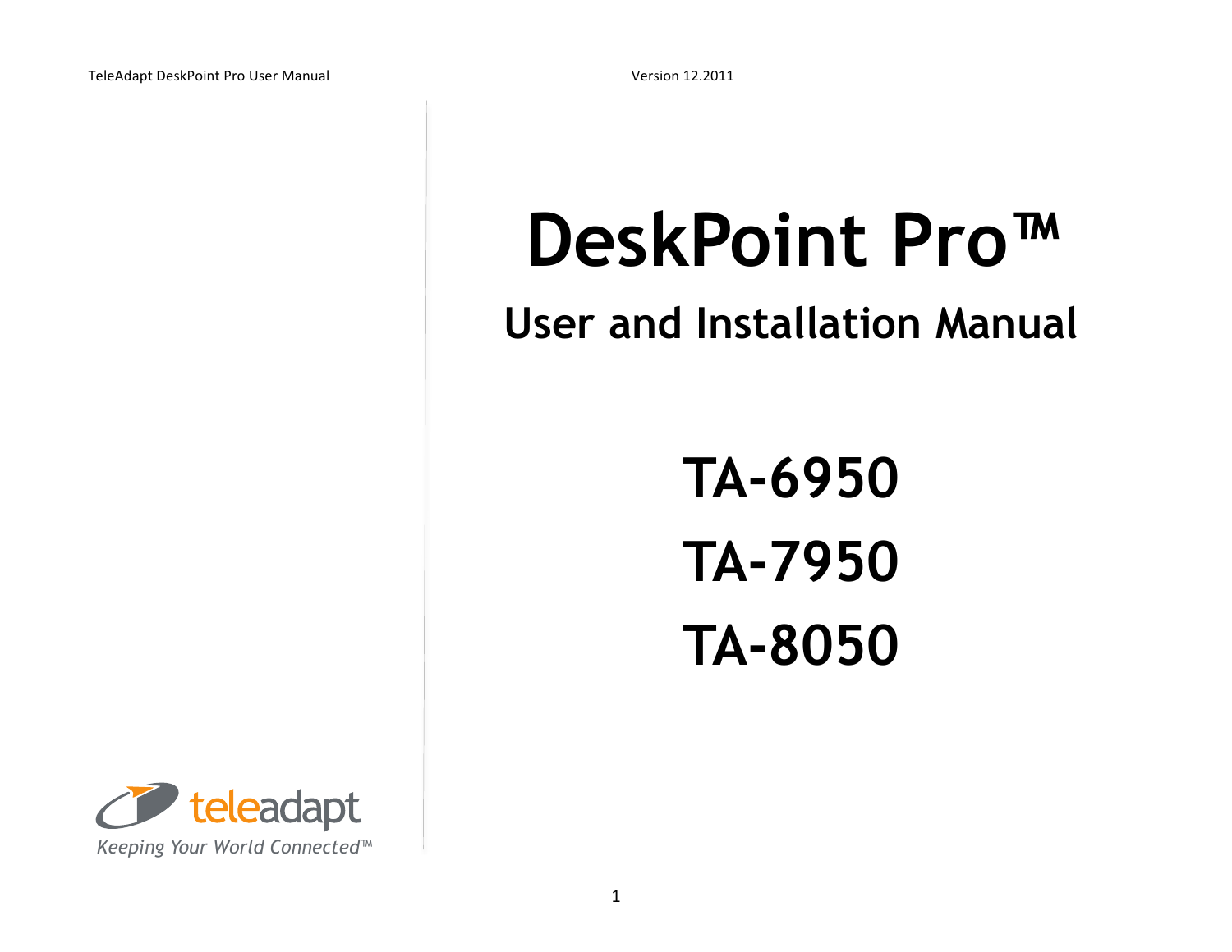# DeskPoint Pro™

## User and Installation Manual

**TA-6950**

**TA-7950**

**TA-8050**

teleadapt

*Keeping Your World Connected™*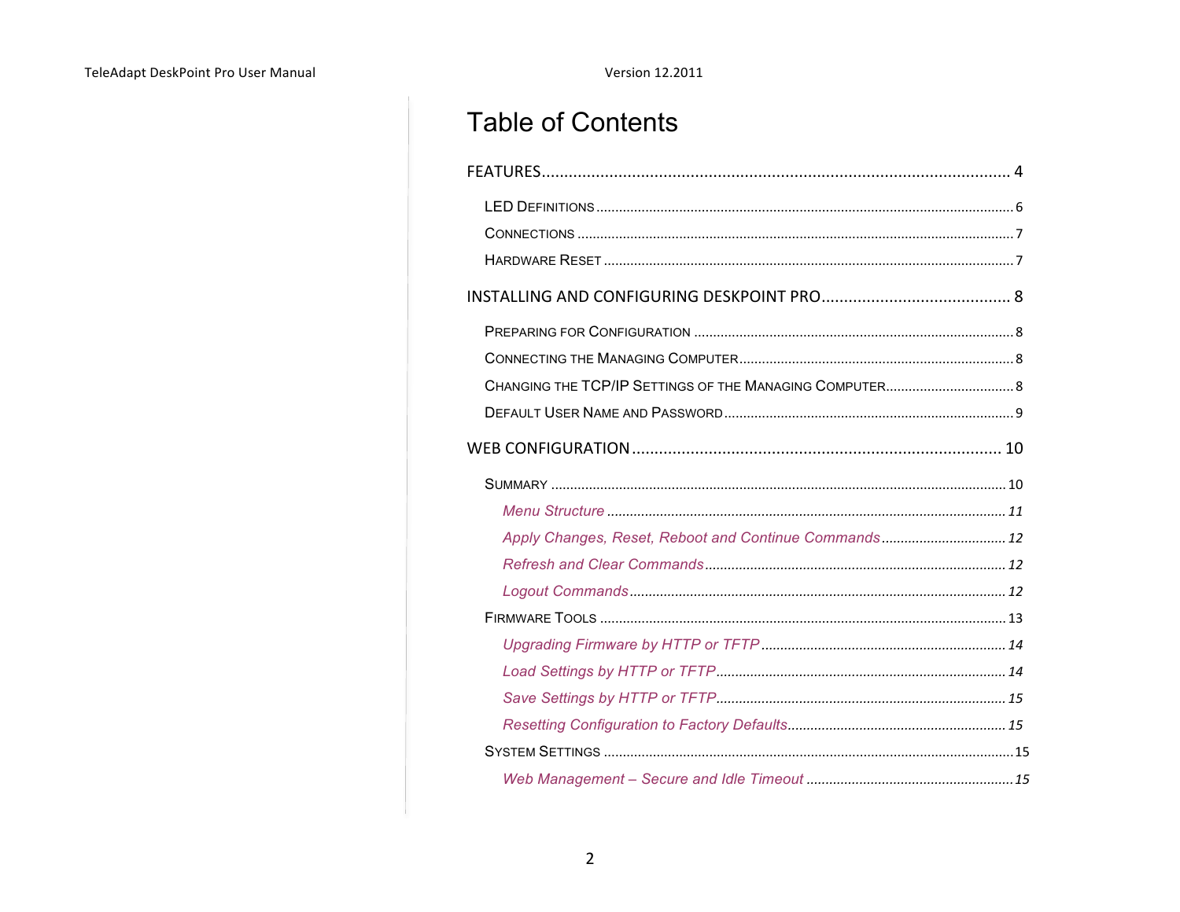# Table of Contents

FEATURES ........................................................................................................ 4

- LED DEFINITIONS ........................................................................................................ 6
- CONNECTIONS ........................................................................................................ 7
- HARDWARE RESET ........................................................................................................ 7

INSTALLING AND CONFIGURING DESKPOINT PRO ........................................ 8

- PREPARING FOR CONFIGURATION ........................................................................ 8
- CONNECTING THE MANAGING COMPUTER ........................................................................ 8
- CHANGING THE TCP/IP SETTINGS OF THE MANAGING COMPUTER ........................................ 8
- DEFAULT USER NAME AND PASSWORD ........................................................................ 9

WEB CONFIGURATION ........................................................................................................ 10

- SUMMARY ........................................................................................................ 10
  - *Menu Structure ........................................................................................................ 11*
  - *Apply Changes, Reset, Reboot and Continue Commands ........................................ 12*
  - *Refresh and Clear Commands ........................................................................ 12*
  - *Logout Commands ........................................................................................................ 12*
- FIRMWARE TOOLS ........................................................................................................ 13
  - *Upgrading Firmware by HTTP or TFTP ........................................................................ 14*
  - *Load Settings by HTTP or TFTP ........................................................................ 14*
  - *Save Settings by HTTP or TFTP ........................................................................ 15*
  - *Resetting Configuration to Factory Defaults ........................................................ 15*
- SYSTEM SETTINGS ........................................................................................................ 15
  - *Web Management – Secure and Idle Timeout ........................................................ 15*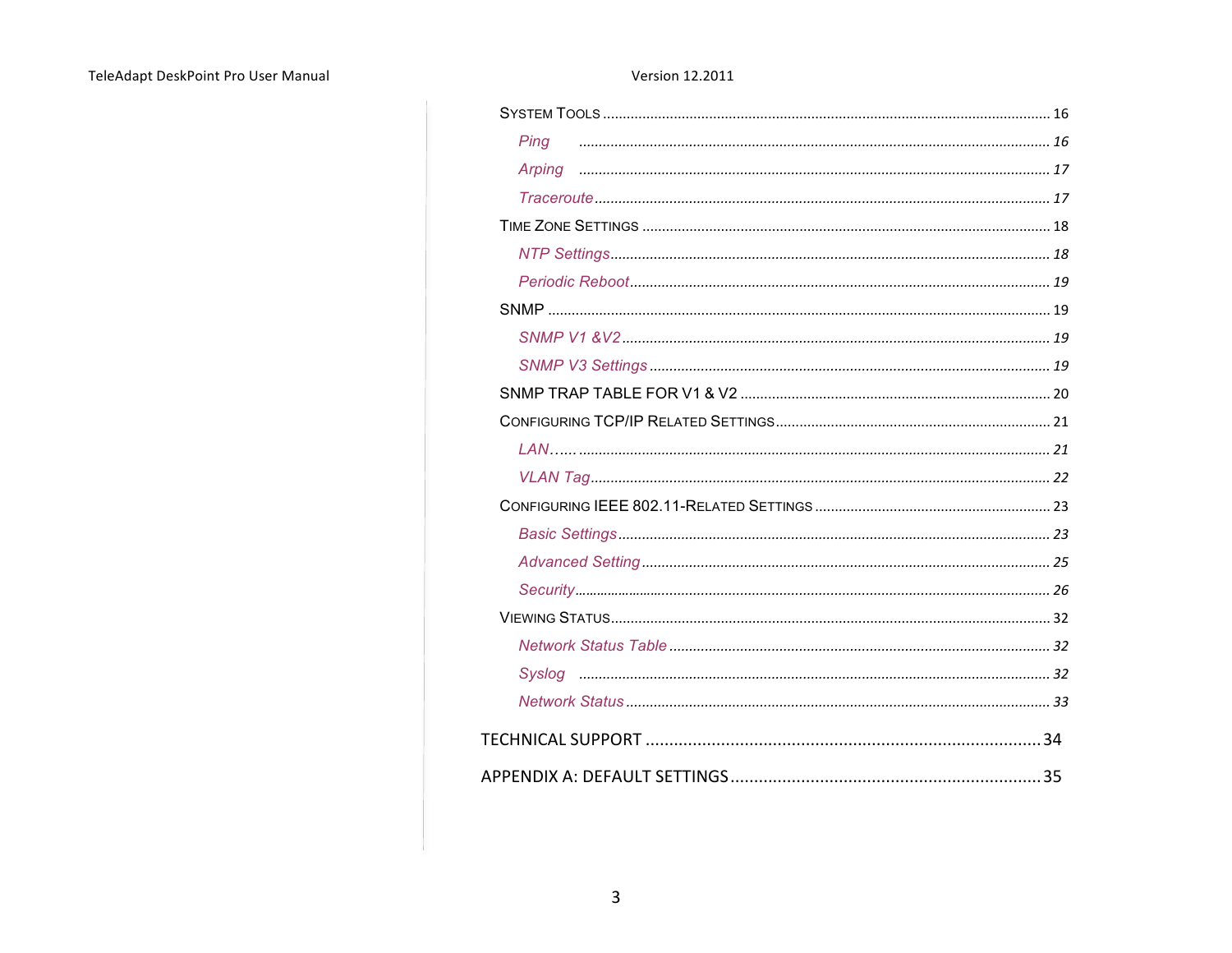SYSTEM TOOLS ............................................................ 16

*Ping* ............................................................ 16

*Arping* ............................................................ 17

*Traceroute* ............................................................ 17

TIME ZONE SETTINGS ............................................................ 18

*NTP Settings* ............................................................ 18

*Periodic Reboot* ............................................................ 19

SNMP ............................................................ 19

*SNMP V1 &V2* ............................................................ 19

*SNMP V3 Settings* ............................................................ 19

SNMP TRAP TABLE FOR V1 & V2 ............................................................ 20

CONFIGURING TCP/IP RELATED SETTINGS ............................................................ 21

*LAN*...... ............................................................ 21

*VLAN Tag* ............................................................ 22

CONFIGURING IEEE 802.11-RELATED SETTINGS ............................................................ 23

*Basic Settings* ............................................................ 23

*Advanced Setting* ............................................................ 25

*Security* ............................................................ 26

VIEWING STATUS ............................................................ 32

*Network Status Table* ............................................................ 32

*Syslog* ............................................................ 32

*Network Status* ............................................................ 33

TECHNICAL SUPPORT ............................................................ 34

APPENDIX A: DEFAULT SETTINGS ............................................................ 35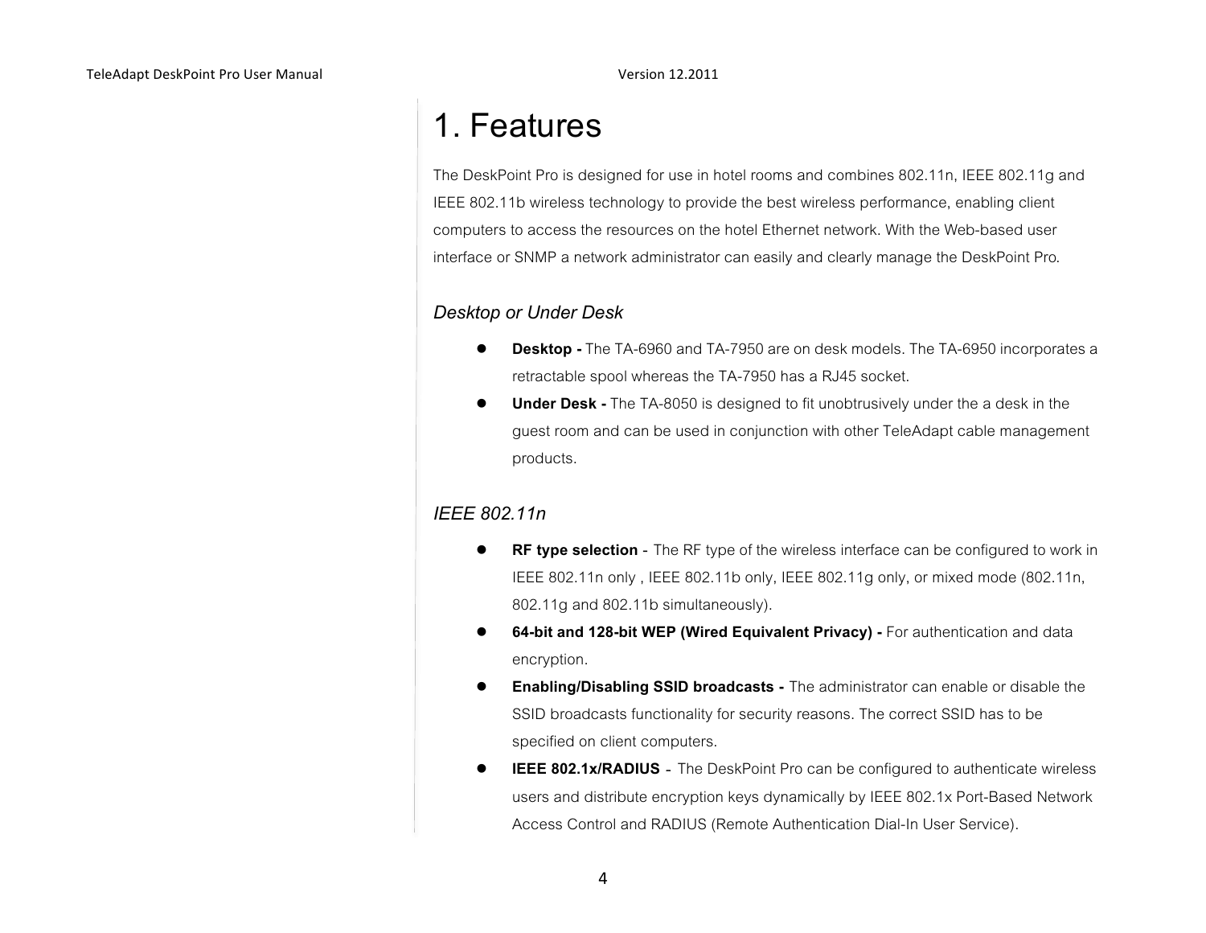# 1. Features

The DeskPoint Pro is designed for use in hotel rooms and combines 802.11n, IEEE 802.11g and IEEE 802.11b wireless technology to provide the best wireless performance, enabling client computers to access the resources on the hotel Ethernet network. With the Web-based user interface or SNMP a network administrator can easily and clearly manage the DeskPoint Pro.

### *Desktop or Under Desk*

- **Desktop -** The TA-6960 and TA-7950 are on desk models. The TA-6950 incorporates a retractable spool whereas the TA-7950 has a RJ45 socket.
- **Under Desk -** The TA-8050 is designed to fit unobtrusively under the a desk in the guest room and can be used in conjunction with other TeleAdapt cable management products.

### *IEEE 802.11n*

- **RF type selection** - The RF type of the wireless interface can be configured to work in IEEE 802.11n only , IEEE 802.11b only, IEEE 802.11g only, or mixed mode (802.11n, 802.11g and 802.11b simultaneously).
- **64-bit and 128-bit WEP (Wired Equivalent Privacy) -** For authentication and data encryption.
- **Enabling/Disabling SSID broadcasts -** The administrator can enable or disable the SSID broadcasts functionality for security reasons. The correct SSID has to be specified on client computers.
- **IEEE 802.1x/RADIUS** - The DeskPoint Pro can be configured to authenticate wireless users and distribute encryption keys dynamically by IEEE 802.1x Port-Based Network Access Control and RADIUS (Remote Authentication Dial-In User Service).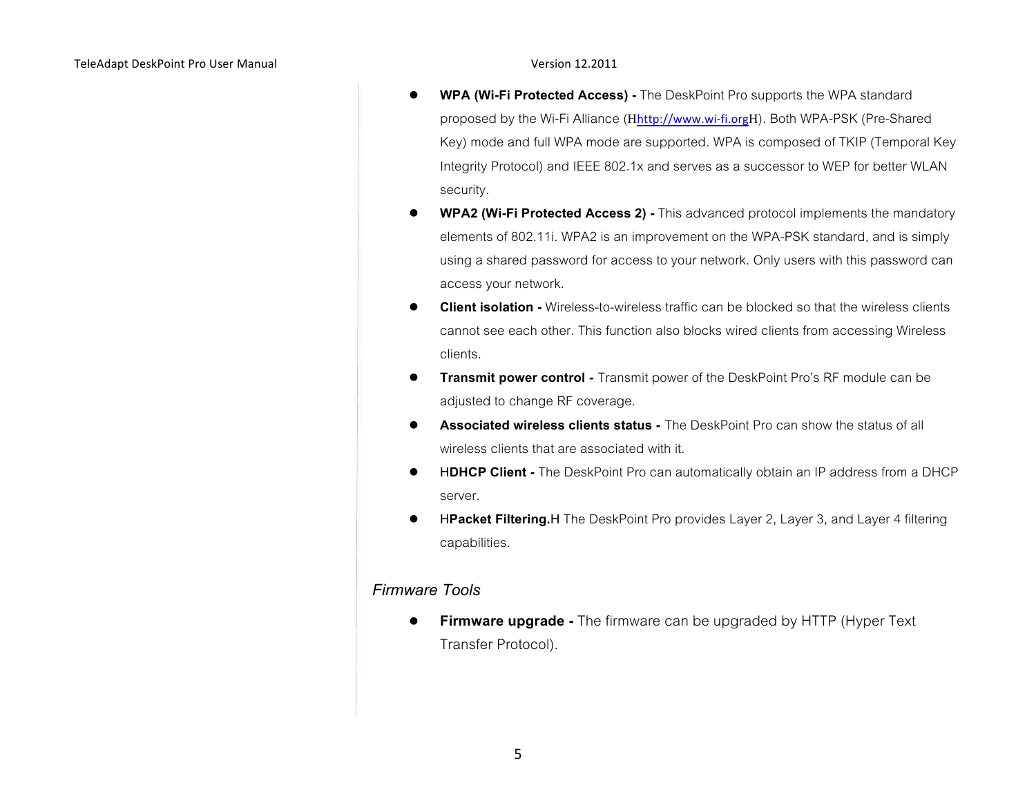- **WPA (Wi-Fi Protected Access) -** The DeskPoint Pro supports the WPA standard proposed by the Wi-Fi Alliance (Hhttp://www.wi-fi.orgH). Both WPA-PSK (Pre-Shared Key) mode and full WPA mode are supported. WPA is composed of TKIP (Temporal Key Integrity Protocol) and IEEE 802.1x and serves as a successor to WEP for better WLAN security.
- **WPA2 (Wi-Fi Protected Access 2) -** This advanced protocol implements the mandatory elements of 802.11i. WPA2 is an improvement on the WPA-PSK standard, and is simply using a shared password for access to your network. Only users with this password can access your network.
- **Client isolation -** Wireless-to-wireless traffic can be blocked so that the wireless clients cannot see each other. This function also blocks wired clients from accessing Wireless clients.
- **Transmit power control -** Transmit power of the DeskPoint Pro's RF module can be adjusted to change RF coverage.
- **Associated wireless clients status -** The DeskPoint Pro can show the status of all wireless clients that are associated with it.
- H**DHCP Client -** The DeskPoint Pro can automatically obtain an IP address from a DHCP server.
- H**Packet Filtering.**H The DeskPoint Pro provides Layer 2, Layer 3, and Layer 4 filtering capabilities.

### *Firmware Tools*

- **Firmware upgrade -** The firmware can be upgraded by HTTP (Hyper Text Transfer Protocol).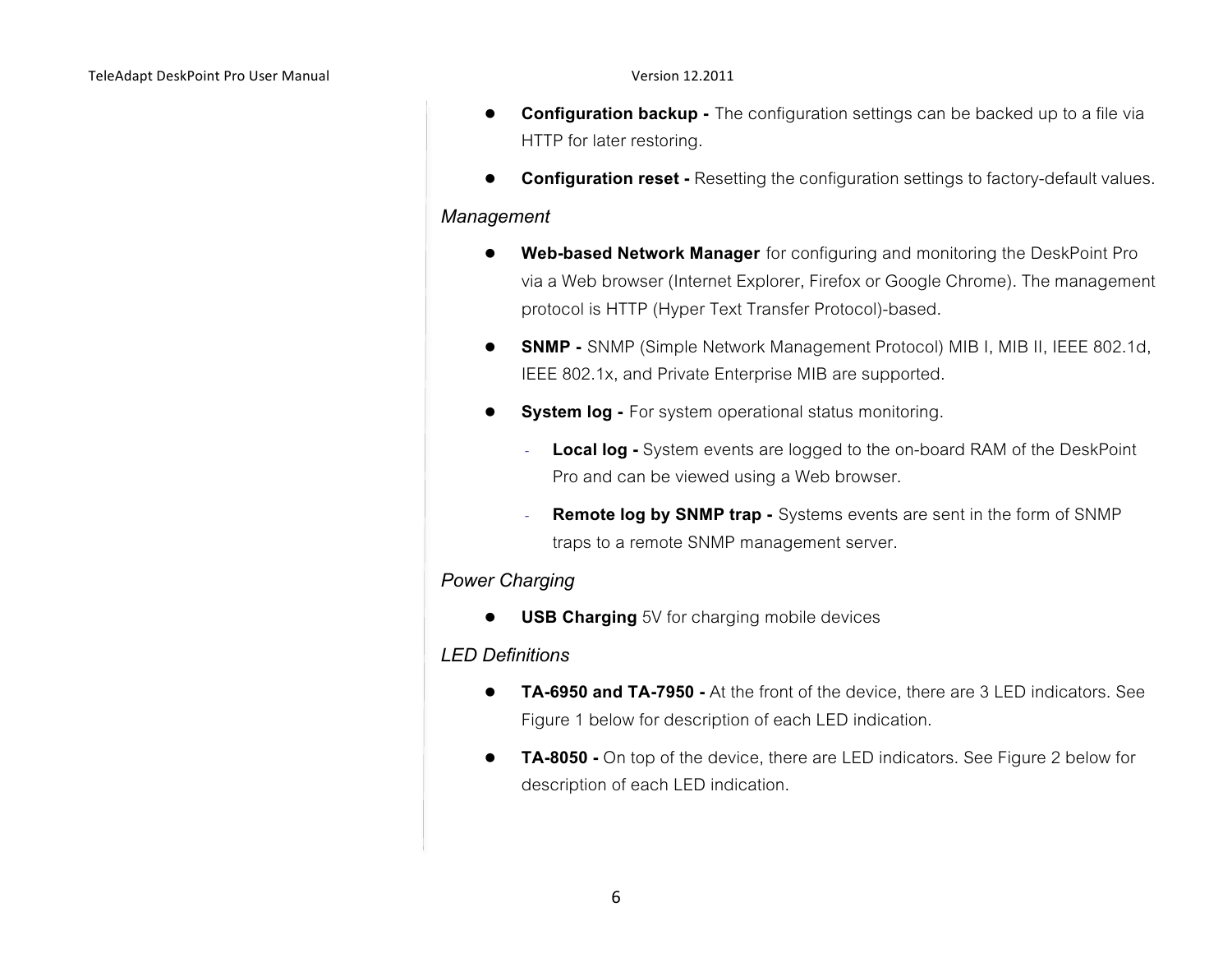- **Configuration backup -** The configuration settings can be backed up to a file via HTTP for later restoring.
- **Configuration reset -** Resetting the configuration settings to factory-default values.

*Management*

- **Web-based Network Manager** for configuring and monitoring the DeskPoint Pro via a Web browser (Internet Explorer, Firefox or Google Chrome). The management protocol is HTTP (Hyper Text Transfer Protocol)-based.
- **SNMP -** SNMP (Simple Network Management Protocol) MIB I, MIB II, IEEE 802.1d, IEEE 802.1x, and Private Enterprise MIB are supported.
- **System log -** For system operational status monitoring.
  - **Local log -** System events are logged to the on-board RAM of the DeskPoint Pro and can be viewed using a Web browser.
  - **Remote log by SNMP trap -** Systems events are sent in the form of SNMP traps to a remote SNMP management server.

*Power Charging*

- **USB Charging** 5V for charging mobile devices

*LED Definitions*

- **TA-6950 and TA-7950 -** At the front of the device, there are 3 LED indicators. See Figure 1 below for description of each LED indication.
- **TA-8050 -** On top of the device, there are LED indicators. See Figure 2 below for description of each LED indication.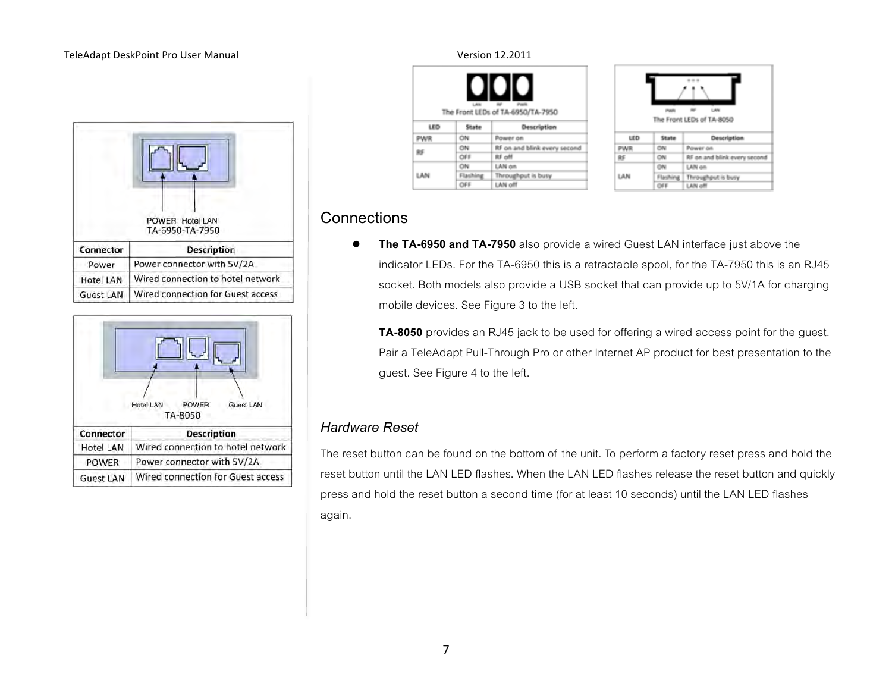POWER Hotel LAN
TA-6950-TA-7950

| Connector | Description |
|---|---|
| Power | Power connector with 5V/2A |
| Hotel LAN | Wired connection to hotel network |
| Guest LAN | Wired connection for Guest access |

Hotel LAN POWER Guest LAN
TA-8050

| Connector | Description |
|---|---|
| Hotel LAN | Wired connection to hotel network |
| POWER | Power connector with 5V/2A |
| Guest LAN | Wired connection for Guest access |

The Front LEDs of TA-6950/TA-7950

| LED | State | Description |
|---|---|---|
| PWR | ON | Power on |
| RF | ON | RF on and blink every second |
| | OFF | RF off |
| LAN | ON | LAN on |
| | Flashing | Throughput is busy |
| | OFF | LAN off |

The Front LEDs of TA-8050

| LED | State | Description |
|---|---|---|
| PWR | ON | Power on |
| RF | ON | RF on and blink every second |
| LAN | ON | LAN on |
| | Flashing | Throughput is busy |
| | OFF | LAN off |

## Connections

- **The TA-6950 and TA-7950** also provide a wired Guest LAN interface just above the indicator LEDs. For the TA-6950 this is a retractable spool, for the TA-7950 this is an RJ45 socket. Both models also provide a USB socket that can provide up to 5V/1A for charging mobile devices. See Figure 3 to the left.

  **TA-8050** provides an RJ45 jack to be used for offering a wired access point for the guest. Pair a TeleAdapt Pull-Through Pro or other Internet AP product for best presentation to the guest. See Figure 4 to the left.

### *Hardware Reset*

The reset button can be found on the bottom of the unit. To perform a factory reset press and hold the reset button until the LAN LED flashes. When the LAN LED flashes release the reset button and quickly press and hold the reset button a second time (for at least 10 seconds) until the LAN LED flashes again.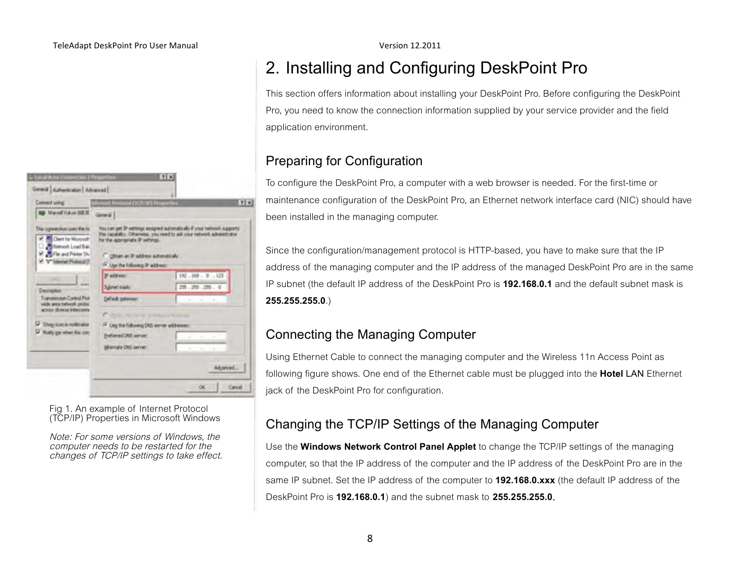# 2. Installing and Configuring DeskPoint Pro

This section offers information about installing your DeskPoint Pro. Before configuring the DeskPoint Pro, you need to know the connection information supplied by your service provider and the field application environment.

## Preparing for Configuration

To configure the DeskPoint Pro, a computer with a web browser is needed. For the first-time or maintenance configuration of the DeskPoint Pro, an Ethernet network interface card (NIC) should have been installed in the managing computer.

Since the configuration/management protocol is HTTP-based, you have to make sure that the IP address of the managing computer and the IP address of the managed DeskPoint Pro are in the same IP subnet (the default IP address of the DeskPoint Pro is **192.168.0.1** and the default subnet mask is **255.255.255.0**.)

## Connecting the Managing Computer

Using Ethernet Cable to connect the managing computer and the Wireless 11n Access Point as following figure shows. One end of the Ethernet cable must be plugged into the **Hotel** LAN Ethernet jack of the DeskPoint Pro for configuration.

## Changing the TCP/IP Settings of the Managing Computer

Use the **Windows Network Control Panel Applet** to change the TCP/IP settings of the managing computer, so that the IP address of the computer and the IP address of the DeskPoint Pro are in the same IP subnet. Set the IP address of the computer to **192.168.0.xxx** (the default IP address of the DeskPoint Pro is **192.168.0.1**) and the subnet mask to **255.255.255.0.**

Fig 1. An example of Internet Protocol (TCP/IP) Properties in Microsoft Windows

*Note: For some versions of Windows, the computer needs to be restarted for the changes of TCP/IP settings to take effect.*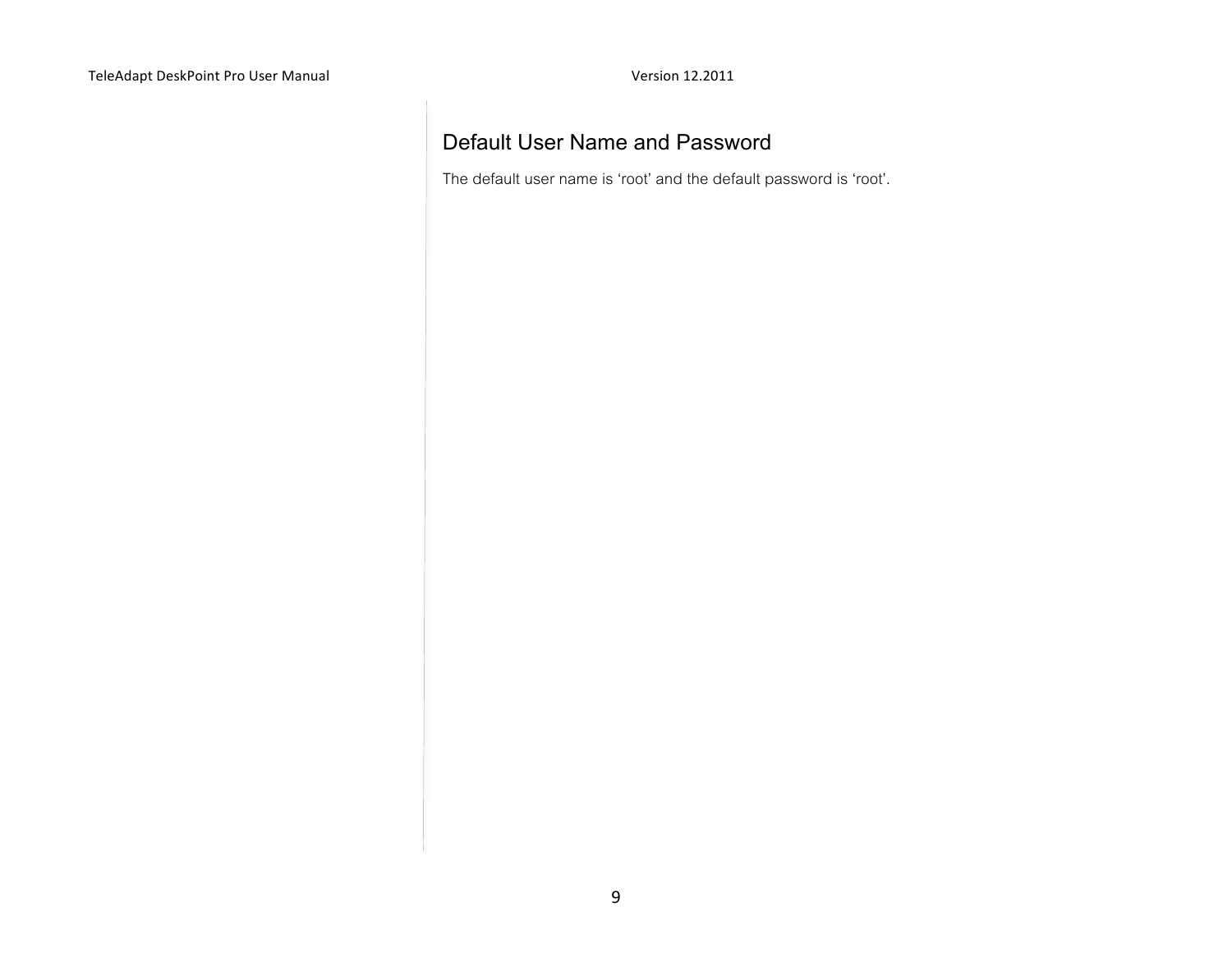## Default User Name and Password

The default user name is ‘root’ and the default password is ‘root’.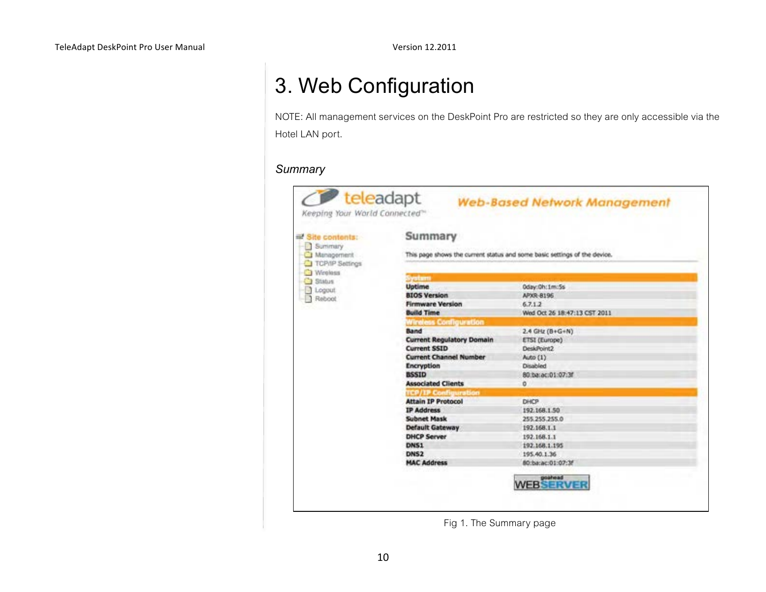# 3. Web Configuration

NOTE: All management services on the DeskPoint Pro are restricted so they are only accessible via the Hotel LAN port.

### *Summary*

| System | |
|---|---|
| Uptime | 0day:0h:1m:5s |
| BIOS Version | APXR-8196 |
| Firmware Version | 6.7.1.2 |
| Build Time | Wed Oct 26 18:47:13 CST 2011 |
| **Wireless Configuration** | |
| Band | 2.4 GHz (B+G+N) |
| Current Regulatory Domain | ETSI (Europe) |
| Current SSID | DeskPoint2 |
| Current Channel Number | Auto (1) |
| Encryption | Disabled |
| BSSID | 80:ba:ac:01:07:3f |
| Associated Clients | 0 |
| **TCP/IP Configuration** | |
| Attain IP Protocol | DHCP |
| IP Address | 192.168.1.50 |
| Subnet Mask | 255.255.255.0 |
| Default Gateway | 192.168.1.1 |
| DHCP Server | 192.168.1.1 |
| DNS1 | 192.168.1.195 |
| DNS2 | 195.40.1.36 |
| MAC Address | 80:ba:ac:01:07:3f |

Fig 1. The Summary page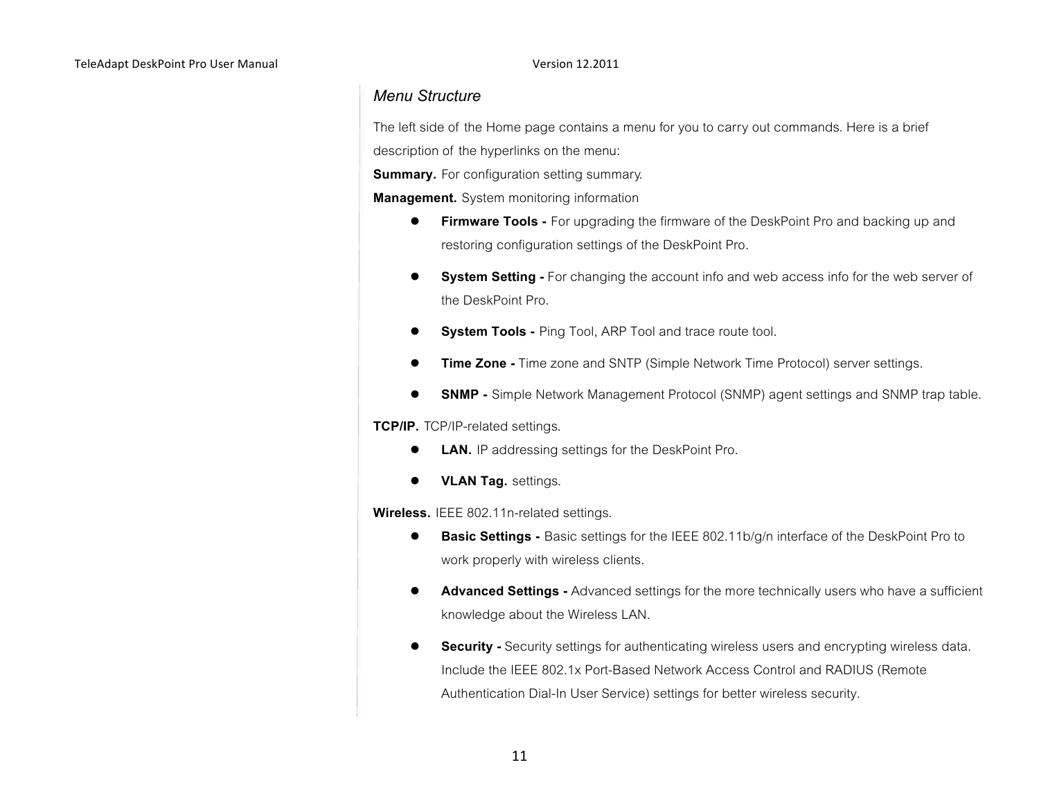## *Menu Structure*

The left side of the Home page contains a menu for you to carry out commands. Here is a brief description of the hyperlinks on the menu:

**Summary.** For configuration setting summary.

**Management.** System monitoring information

- **Firmware Tools -** For upgrading the firmware of the DeskPoint Pro and backing up and restoring configuration settings of the DeskPoint Pro.
- **System Setting -** For changing the account info and web access info for the web server of the DeskPoint Pro.
- **System Tools -** Ping Tool, ARP Tool and trace route tool.
- **Time Zone -** Time zone and SNTP (Simple Network Time Protocol) server settings.
- **SNMP -** Simple Network Management Protocol (SNMP) agent settings and SNMP trap table.

**TCP/IP.** TCP/IP-related settings.

- **LAN.** IP addressing settings for the DeskPoint Pro.
- **VLAN Tag.** settings.

**Wireless.** IEEE 802.11n-related settings.

- **Basic Settings -** Basic settings for the IEEE 802.11b/g/n interface of the DeskPoint Pro to work properly with wireless clients.
- **Advanced Settings -** Advanced settings for the more technically users who have a sufficient knowledge about the Wireless LAN.
- **Security -** Security settings for authenticating wireless users and encrypting wireless data. Include the IEEE 802.1x Port-Based Network Access Control and RADIUS (Remote Authentication Dial-In User Service) settings for better wireless security.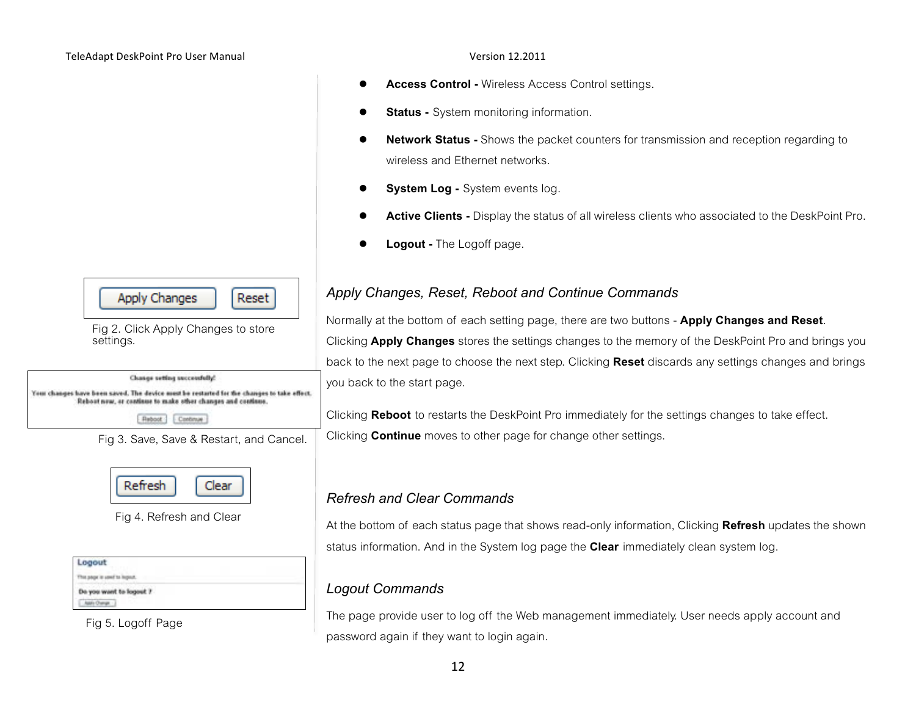- **Access Control -** Wireless Access Control settings.
- **Status -** System monitoring information.
- **Network Status -** Shows the packet counters for transmission and reception regarding to wireless and Ethernet networks.
- **System Log -** System events log.
- **Active Clients -** Display the status of all wireless clients who associated to the DeskPoint Pro.
- **Logout -** The Logoff page.

### *Apply Changes, Reset, Reboot and Continue Commands*

Normally at the bottom of each setting page, there are two buttons - **Apply Changes and Reset**. Clicking **Apply Changes** stores the settings changes to the memory of the DeskPoint Pro and brings you back to the next page to choose the next step. Clicking **Reset** discards any settings changes and brings you back to the start page.

Clicking **Reboot** to restarts the DeskPoint Pro immediately for the settings changes to take effect. Clicking **Continue** moves to other page for change other settings.

Fig 2. Click Apply Changes to store settings.

Fig 3. Save, Save & Restart, and Cancel.

### *Refresh and Clear Commands*

At the bottom of each status page that shows read-only information, Clicking **Refresh** updates the shown status information. And in the System log page the **Clear** immediately clean system log.

Fig 4. Refresh and Clear

### *Logout Commands*

The page provide user to log off the Web management immediately. User needs apply account and password again if they want to login again.

Fig 5. Logoff Page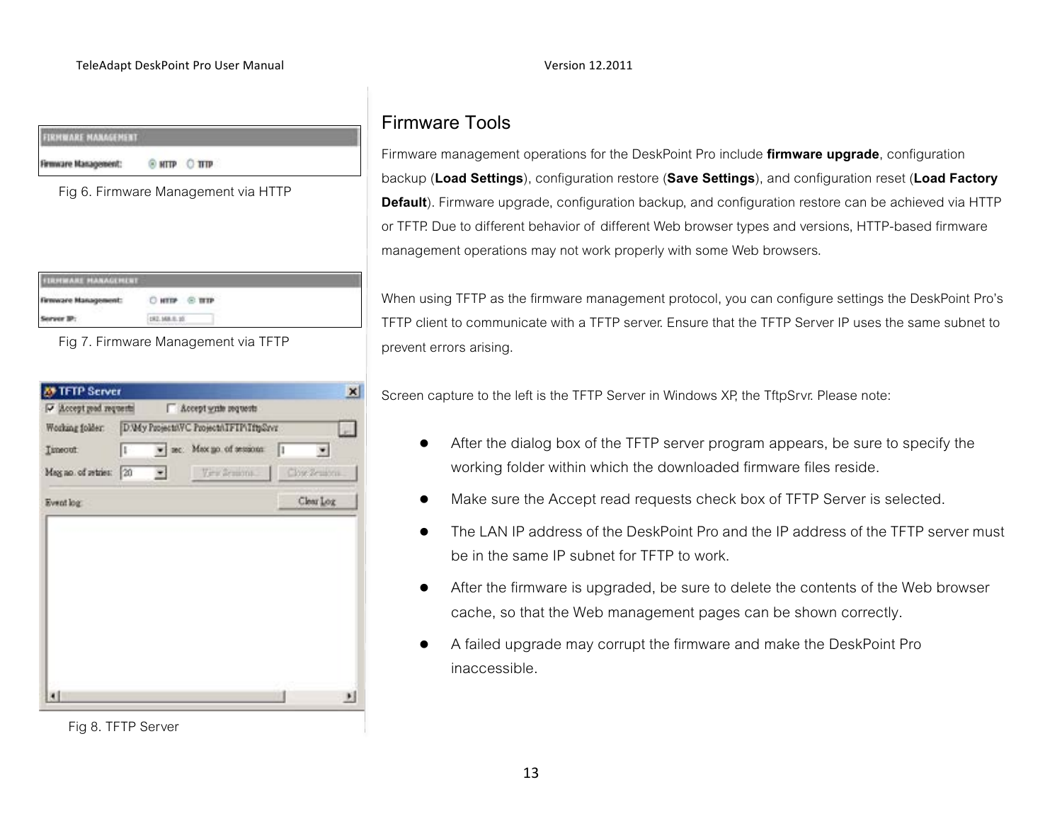Fig 6. Firmware Management via HTTP

Fig 7. Firmware Management via TFTP

Fig 8. TFTP Server

## Firmware Tools

Firmware management operations for the DeskPoint Pro include **firmware upgrade**, configuration backup (**Load Settings**), configuration restore (**Save Settings**), and configuration reset (**Load Factory Default**). Firmware upgrade, configuration backup, and configuration restore can be achieved via HTTP or TFTP. Due to different behavior of different Web browser types and versions, HTTP-based firmware management operations may not work properly with some Web browsers.

When using TFTP as the firmware management protocol, you can configure settings the DeskPoint Pro's TFTP client to communicate with a TFTP server. Ensure that the TFTP Server IP uses the same subnet to prevent errors arising.

Screen capture to the left is the TFTP Server in Windows XP, the TftpSrvr. Please note:

- After the dialog box of the TFTP server program appears, be sure to specify the working folder within which the downloaded firmware files reside.
- Make sure the Accept read requests check box of TFTP Server is selected.
- The LAN IP address of the DeskPoint Pro and the IP address of the TFTP server must be in the same IP subnet for TFTP to work.
- After the firmware is upgraded, be sure to delete the contents of the Web browser cache, so that the Web management pages can be shown correctly.
- A failed upgrade may corrupt the firmware and make the DeskPoint Pro inaccessible.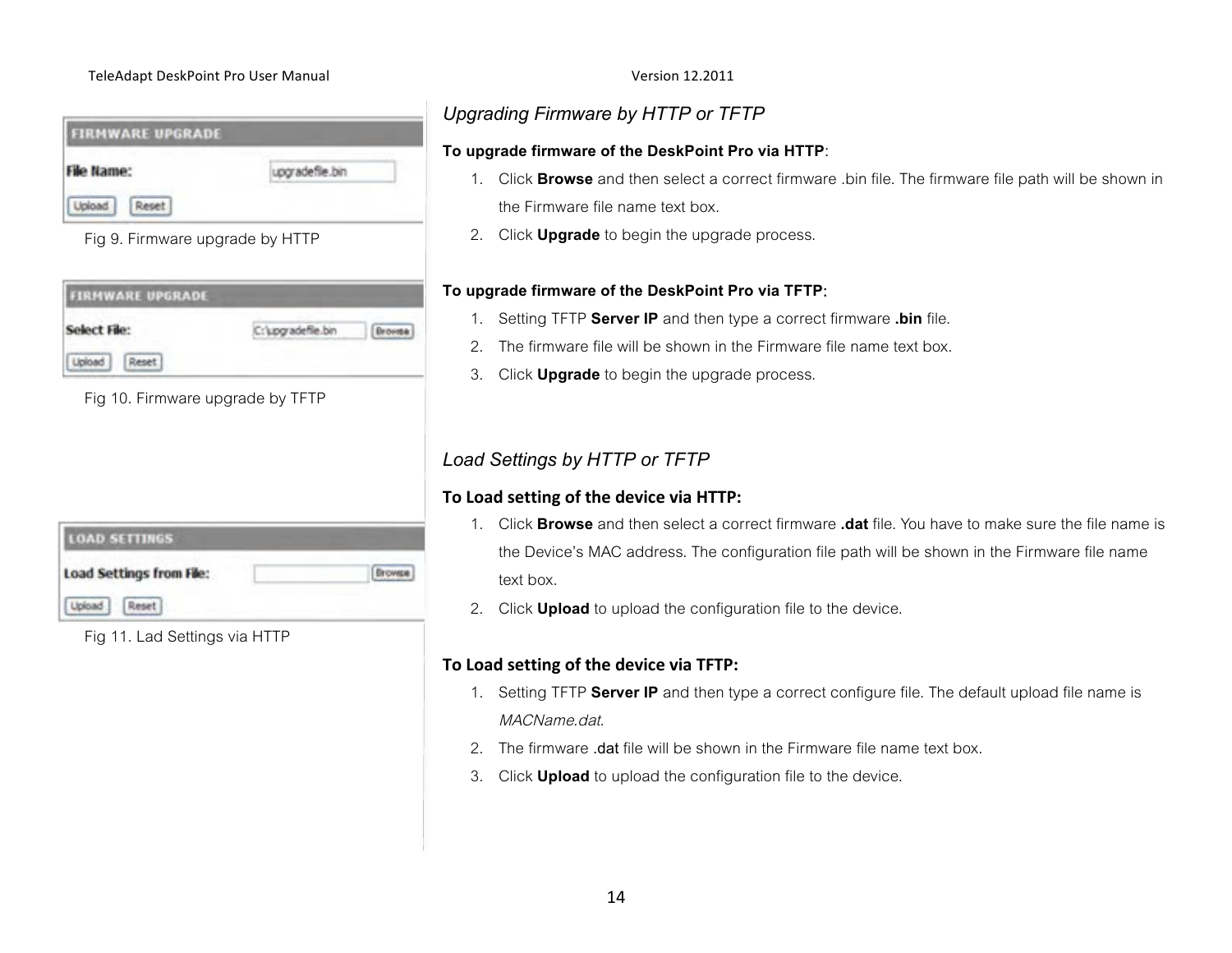Fig 9. Firmware upgrade by HTTP

Fig 10. Firmware upgrade by TFTP

Fig 11. Lad Settings via HTTP

## *Upgrading Firmware by HTTP or TFTP*

**To upgrade firmware of the DeskPoint Pro via HTTP**:

1. Click **Browse** and then select a correct firmware .bin file. The firmware file path will be shown in the Firmware file name text box.
2. Click **Upgrade** to begin the upgrade process.

**To upgrade firmware of the DeskPoint Pro via TFTP**:

1. Setting TFTP **Server IP** and then type a correct firmware **.bin** file.
2. The firmware file will be shown in the Firmware file name text box.
3. Click **Upgrade** to begin the upgrade process.

## *Load Settings by HTTP or TFTP*

**To Load setting of the device via HTTP:**

1. Click **Browse** and then select a correct firmware **.dat** file. You have to make sure the file name is the Device's MAC address. The configuration file path will be shown in the Firmware file name text box.
2. Click **Upload** to upload the configuration file to the device.

**To Load setting of the device via TFTP:**

1. Setting TFTP **Server IP** and then type a correct configure file. The default upload file name is *MACName.dat.*
2. The firmware .dat file will be shown in the Firmware file name text box.
3. Click **Upload** to upload the configuration file to the device.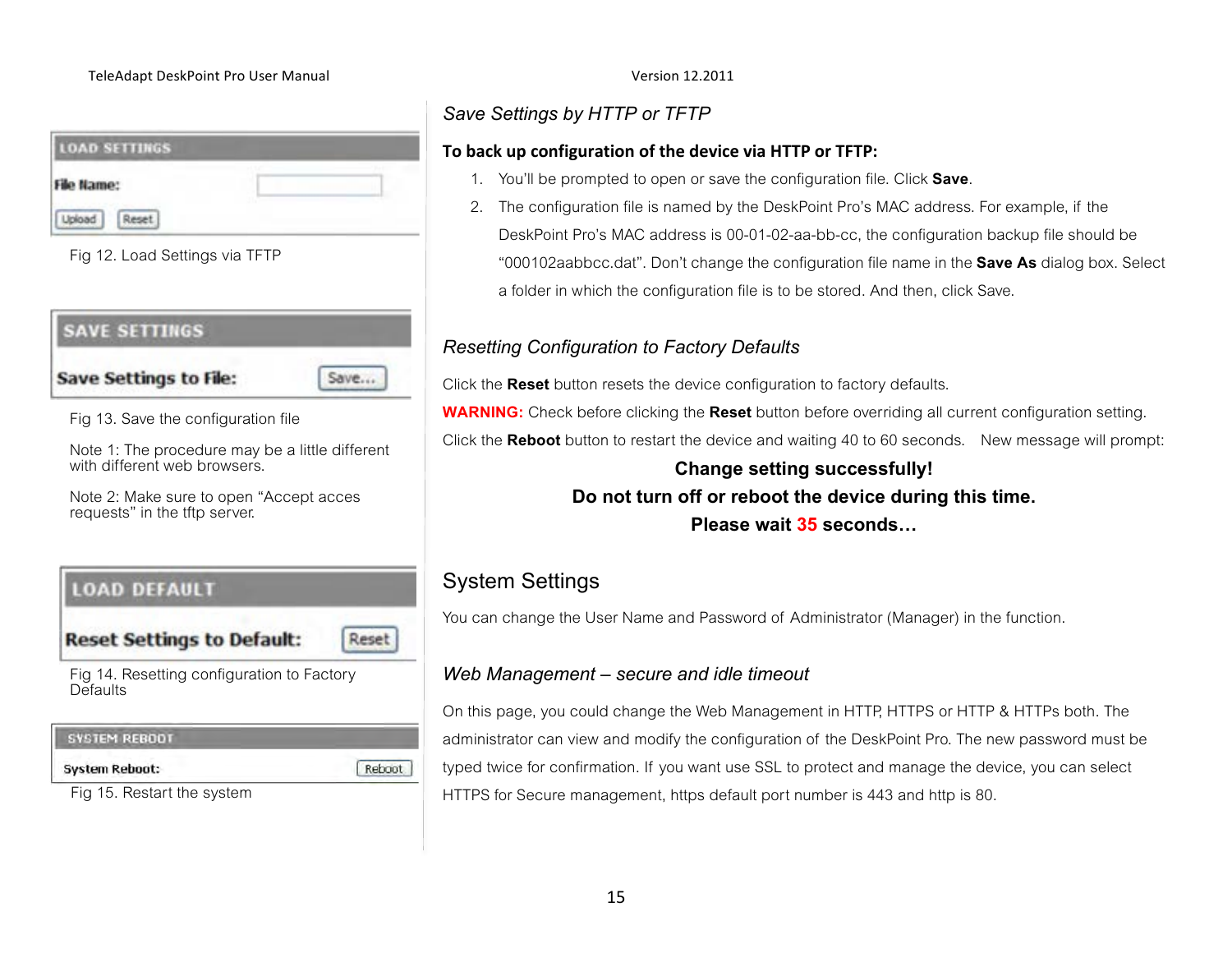LOAD SETTINGS

File Name:

Upload Reset

Fig 12. Load Settings via TFTP

SAVE SETTINGS

Save Settings to File: Save...

Fig 13. Save the configuration file

Note 1: The procedure may be a little different with different web browsers.

Note 2: Make sure to open “Accept acces requests” in the tftp server.

LOAD DEFAULT

Reset Settings to Default: Reset

Fig 14. Resetting configuration to Factory Defaults

SYSTEM REBOOT

System Reboot: Reboot

Fig 15. Restart the system

### *Save Settings by HTTP or TFTP*

**To back up configuration of the device via HTTP or TFTP:**

1. You’ll be prompted to open or save the configuration file. Click **Save**.
2. The configuration file is named by the DeskPoint Pro’s MAC address. For example, if the DeskPoint Pro’s MAC address is 00-01-02-aa-bb-cc, the configuration backup file should be “000102aabbcc.dat”. Don’t change the configuration file name in the **Save As** dialog box. Select a folder in which the configuration file is to be stored. And then, click Save.

### *Resetting Configuration to Factory Defaults*

Click the **Reset** button resets the device configuration to factory defaults.

**WARNING:** Check before clicking the **Reset** button before overriding all current configuration setting.

Click the **Reboot** button to restart the device and waiting 40 to 60 seconds. New message will prompt:

**Change setting successfully!**
**Do not turn off or reboot the device during this time.**
**Please wait 35 seconds…**

## System Settings

You can change the User Name and Password of Administrator (Manager) in the function.

### *Web Management – secure and idle timeout*

On this page, you could change the Web Management in HTTP, HTTPS or HTTP & HTTPs both. The administrator can view and modify the configuration of the DeskPoint Pro. The new password must be typed twice for confirmation. If you want use SSL to protect and manage the device, you can select HTTPS for Secure management, https default port number is 443 and http is 80.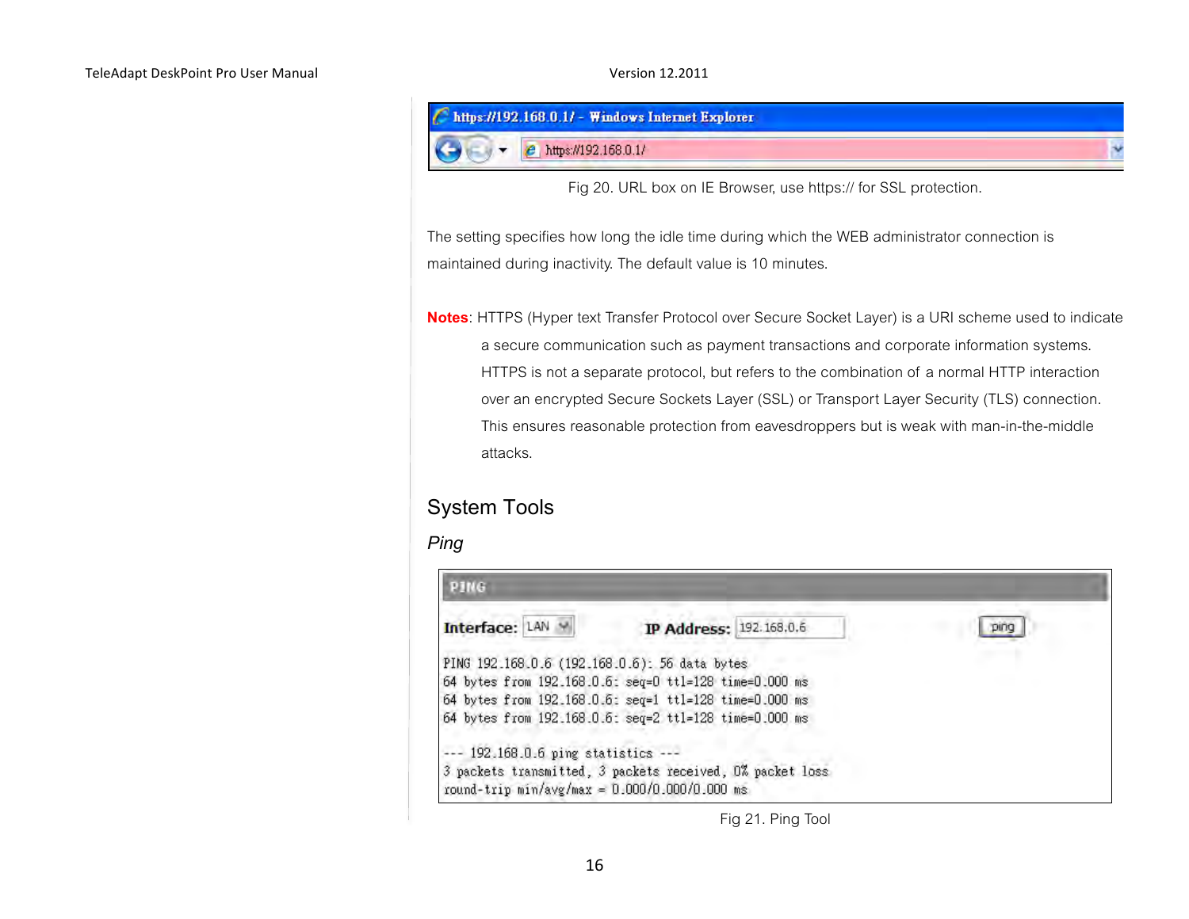Fig 20. URL box on IE Browser, use https:// for SSL protection.

The setting specifies how long the idle time during which the WEB administrator connection is maintained during inactivity. The default value is 10 minutes.

**Notes**: HTTPS (Hyper text Transfer Protocol over Secure Socket Layer) is a URI scheme used to indicate a secure communication such as payment transactions and corporate information systems. HTTPS is not a separate protocol, but refers to the combination of a normal HTTP interaction over an encrypted Secure Sockets Layer (SSL) or Transport Layer Security (TLS) connection. This ensures reasonable protection from eavesdroppers but is weak with man-in-the-middle attacks.

## System Tools

### *Ping*

```
PING 192.168.0.6 (192.168.0.6): 56 data bytes
64 bytes from 192.168.0.6: seq=0 ttl=128 time=0.000 ms
64 bytes from 192.168.0.6: seq=1 ttl=128 time=0.000 ms
64 bytes from 192.168.0.6: seq=2 ttl=128 time=0.000 ms

--- 192.168.0.6 ping statistics ---
3 packets transmitted, 3 packets received, 0% packet loss
round-trip min/avg/max = 0.000/0.000/0.000 ms
```

Fig 21. Ping Tool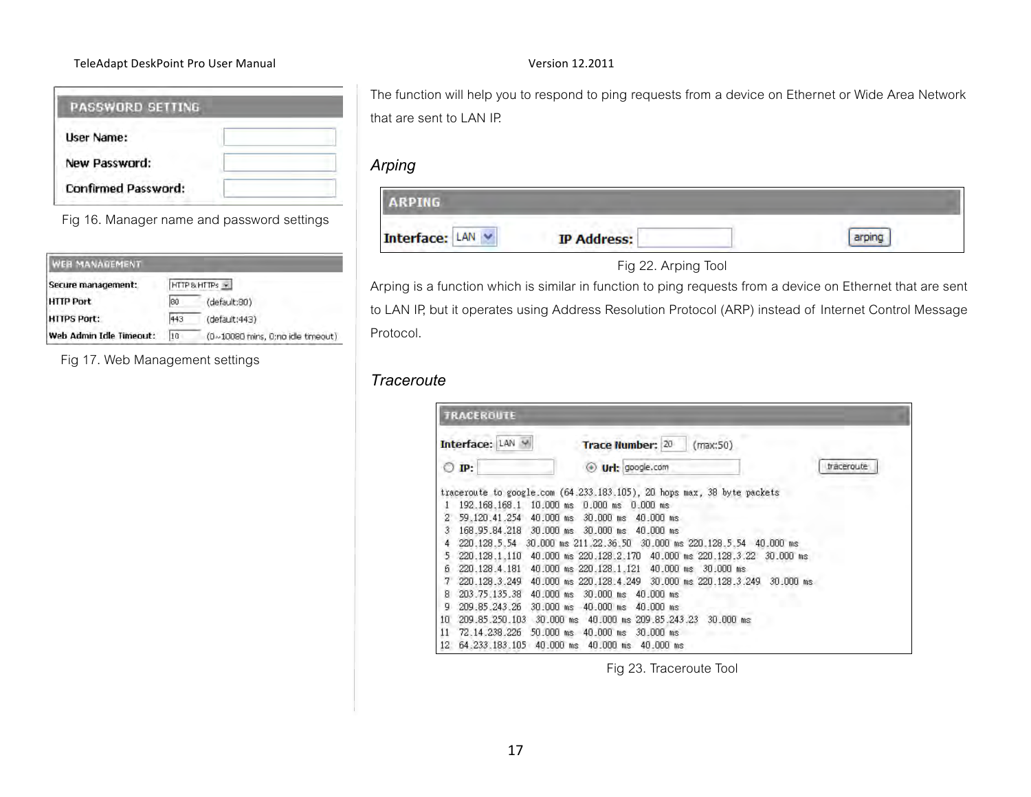| PASSWORD SETTING | |
|---|---|
| User Name: | |
| New Password: | |
| Confirmed Password: | |

Fig 16. Manager name and password settings

| WEB MANAGEMENT | | |
|---|---|---|
| Secure management: | HTTP & HTTPs | |
| HTTP Port | 80 | (default:80) |
| HTTPS Port: | 443 | (default:443) |
| Web Admin Idle Timeout: | 10 | (0~10080 mins, 0:no idle timeout) |

Fig 17. Web Management settings

The function will help you to respond to ping requests from a device on Ethernet or Wide Area Network that are sent to LAN IP.

### *Arping*

| ARPING | | |
|---|---|---|
| Interface: LAN | IP Address: | arping |

Fig 22. Arping Tool

Arping is a function which is similar in function to ping requests from a device on Ethernet that are sent to LAN IP, but it operates using Address Resolution Protocol (ARP) instead of Internet Control Message Protocol.

### *Traceroute*

TRACEROUTE

Interface: LAN   Trace Number: 20 (max:50)

IP:   Url: google.com   traceroute

```
traceroute to google.com (64.233.183.105), 20 hops max, 38 byte packets
 1  192.168.168.1  10.000 ms  0.000 ms  0.000 ms
 2  59.120.41.254  40.000 ms  30.000 ms  40.000 ms
 3  168.95.84.218  30.000 ms  30.000 ms  40.000 ms
 4  220.128.5.54  30.000 ms 211.22.36.50  30.000 ms 220.128.5.54  40.000 ms
 5  220.128.1.110  40.000 ms 220.128.2.170  40.000 ms 220.128.3.22  30.000 ms
 6  220.128.4.181  40.000 ms 220.128.1.121  40.000 ms  30.000 ms
 7  220.128.3.249  40.000 ms 220.128.4.249  30.000 ms 220.128.3.249  30.000 ms
 8  203.75.135.38  40.000 ms  30.000 ms  40.000 ms
 9  209.85.243.26  30.000 ms  40.000 ms  40.000 ms
10  209.85.250.103  30.000 ms  40.000 ms 209.85.243.23  30.000 ms
11  72.14.238.226  50.000 ms  40.000 ms  30.000 ms
12  64.233.183.105  40.000 ms  40.000 ms  40.000 ms
```

Fig 23. Traceroute Tool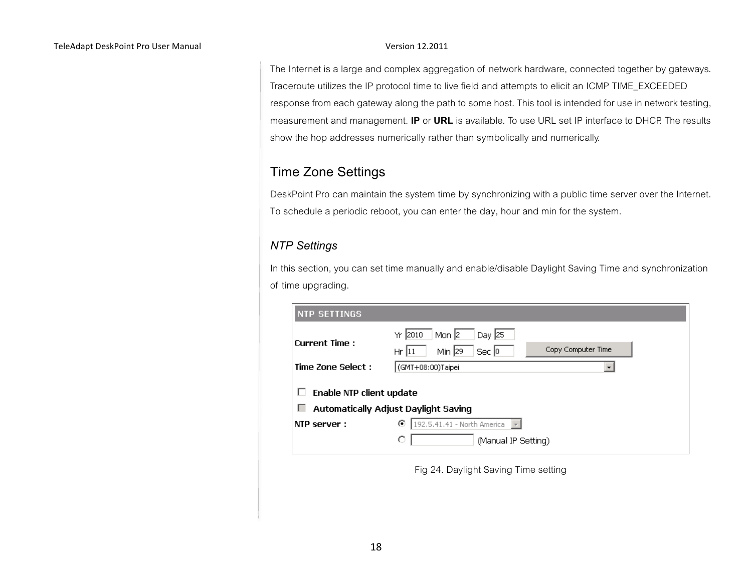The Internet is a large and complex aggregation of network hardware, connected together by gateways. Traceroute utilizes the IP protocol time to live field and attempts to elicit an ICMP TIME_EXCEEDED response from each gateway along the path to some host. This tool is intended for use in network testing, measurement and management. **IP** or **URL** is available. To use URL set IP interface to DHCP. The results show the hop addresses numerically rather than symbolically and numerically.

## Time Zone Settings

DeskPoint Pro can maintain the system time by synchronizing with a public time server over the Internet. To schedule a periodic reboot, you can enter the day, hour and min for the system.

### *NTP Settings*

In this section, you can set time manually and enable/disable Daylight Saving Time and synchronization of time upgrading.

Fig 24. Daylight Saving Time setting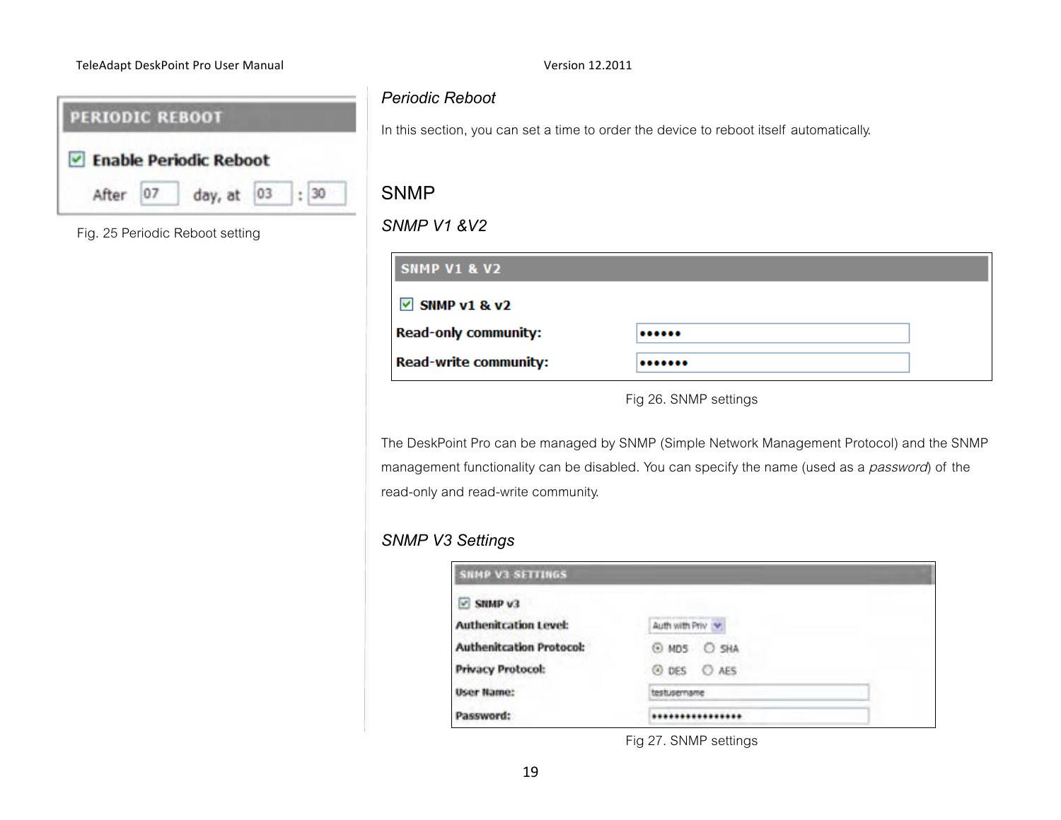Fig. 25 Periodic Reboot setting

### *Periodic Reboot*

In this section, you can set a time to order the device to reboot itself automatically.

## SNMP

### *SNMP V1 &V2*

Fig 26. SNMP settings

The DeskPoint Pro can be managed by SNMP (Simple Network Management Protocol) and the SNMP management functionality can be disabled. You can specify the name (used as a *password*) of the read-only and read-write community.

### *SNMP V3 Settings*

Fig 27. SNMP settings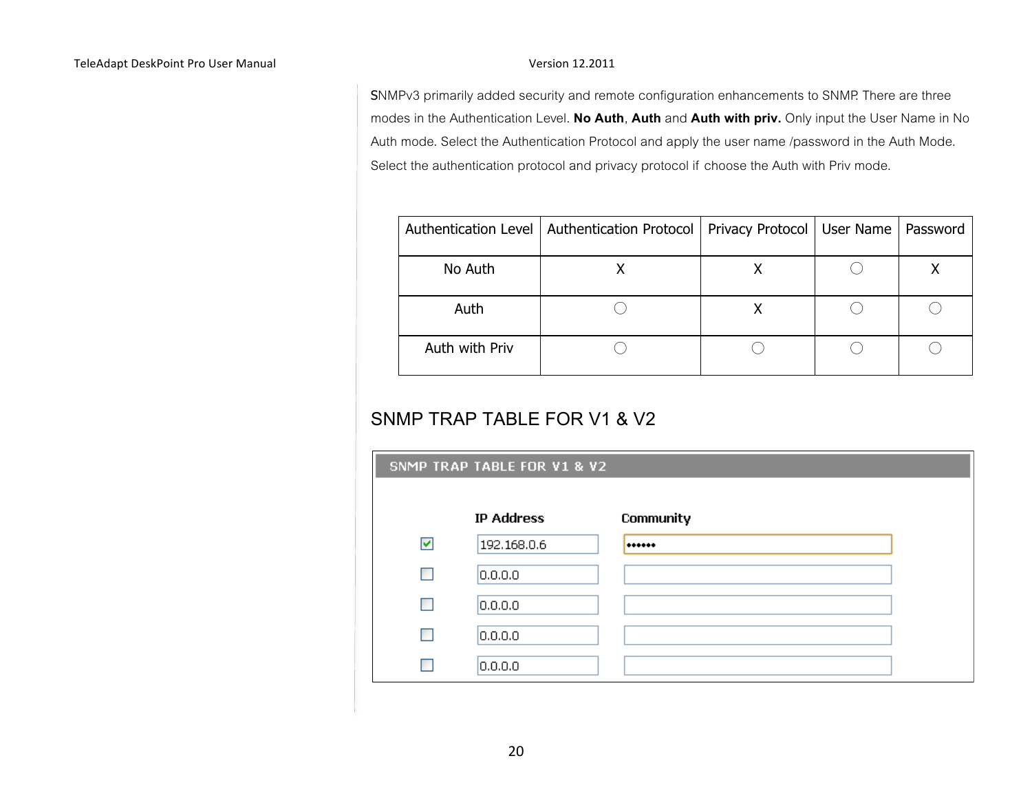SNMPv3 primarily added security and remote configuration enhancements to SNMP. There are three modes in the Authentication Level. **No Auth**, **Auth** and **Auth with priv.** Only input the User Name in No Auth mode. Select the Authentication Protocol and apply the user name /password in the Auth Mode. Select the authentication protocol and privacy protocol if choose the Auth with Priv mode.

| Authentication Level | Authentication Protocol | Privacy Protocol | User Name | Password |
|---|---|---|---|---|
| No Auth | X | X | ○ | X |
| Auth | ○ | X | ○ | ○ |
| Auth with Priv | ○ | ○ | ○ | ○ |

## SNMP TRAP TABLE FOR V1 & V2

SNMP TRAP TABLE FOR V1 & V2

| | IP Address | Community |
|---|---|---|
| ☑ | 192.168.0.6 | •••••• |
| ☐ | 0.0.0.0 | |
| ☐ | 0.0.0.0 | |
| ☐ | 0.0.0.0 | |
| ☐ | 0.0.0.0 | |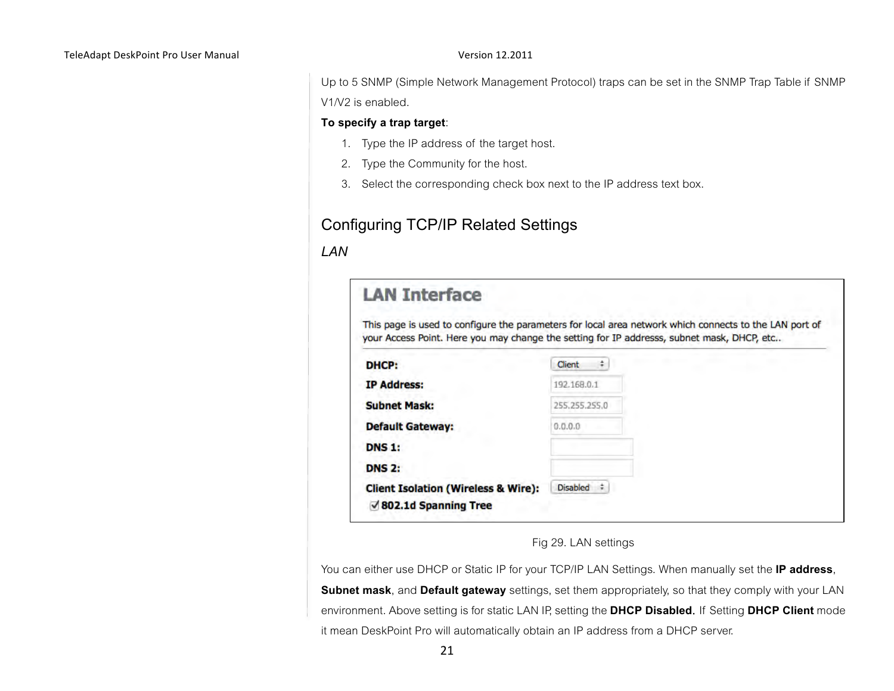Up to 5 SNMP (Simple Network Management Protocol) traps can be set in the SNMP Trap Table if SNMP V1/V2 is enabled.

**To specify a trap target**:

1. Type the IP address of the target host.
2. Type the Community for the host.
3. Select the corresponding check box next to the IP address text box.

## Configuring TCP/IP Related Settings

### *LAN*

**LAN Interface**

This page is used to configure the parameters for local area network which connects to the LAN port of your Access Point. Here you may change the setting for IP addresss, subnet mask, DHCP, etc..

| | |
|---|---|
| **DHCP:** | Client |
| **IP Address:** | 192.168.0.1 |
| **Subnet Mask:** | 255.255.255.0 |
| **Default Gateway:** | 0.0.0.0 |
| **DNS 1:** | |
| **DNS 2:** | |
| **Client Isolation (Wireless & Wire):** | Disabled |

☑ **802.1d Spanning Tree**

Fig 29. LAN settings

You can either use DHCP or Static IP for your TCP/IP LAN Settings. When manually set the **IP address**, **Subnet mask**, and **Default gateway** settings, set them appropriately, so that they comply with your LAN environment. Above setting is for static LAN IP, setting the **DHCP Disabled.** If Setting **DHCP Client** mode it mean DeskPoint Pro will automatically obtain an IP address from a DHCP server.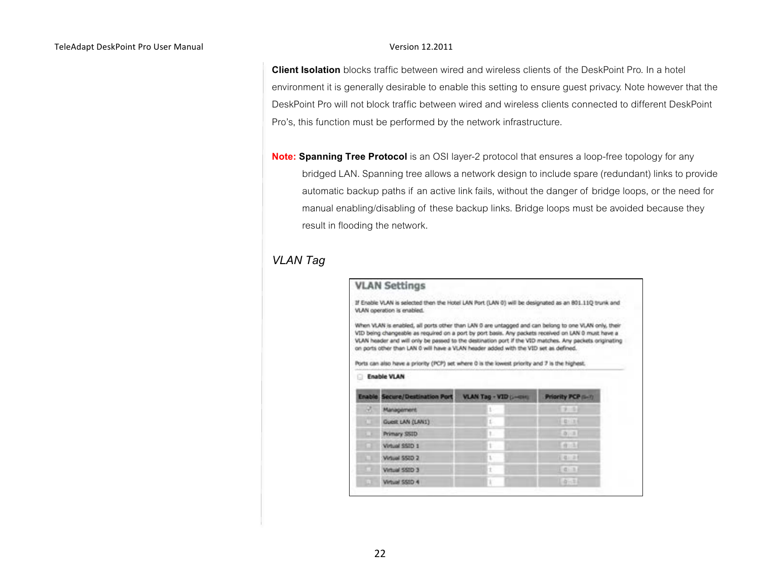**Client Isolation** blocks traffic between wired and wireless clients of the DeskPoint Pro. In a hotel environment it is generally desirable to enable this setting to ensure guest privacy. Note however that the DeskPoint Pro will not block traffic between wired and wireless clients connected to different DeskPoint Pro's, this function must be performed by the network infrastructure.

**Note: Spanning Tree Protocol** is an OSI layer-2 protocol that ensures a loop-free topology for any bridged LAN. Spanning tree allows a network design to include spare (redundant) links to provide automatic backup paths if an active link fails, without the danger of bridge loops, or the need for manual enabling/disabling of these backup links. Bridge loops must be avoided because they result in flooding the network.

### *VLAN Tag*

**VLAN Settings**

If Enable VLAN is selected then the Hotel LAN Port (LAN 0) will be designated as an 801.11Q trunk and VLAN operation is enabled.

When VLAN is enabled, all ports other than LAN 0 are untagged and can belong to one VLAN only, their VID being changeable as required on a port by port basis. Any packets received on LAN 0 must have a VLAN header and will only be passed to the destination port if the VID matches. Any packets originating on ports other than LAN 0 will have a VLAN header added with the VID set as defined.

Ports can also have a priority (PCP) set where 0 is the lowest priority and 7 is the highest.

☐ Enable VLAN

| Enable | Secure/Destination Port | VLAN Tag - VID (1-4094) | Priority PCP (0-7) |
|---|---|---|---|
| ☑ | Management | 1 | 7 |
| ☐ | Guest LAN (LAN1) | 1 | 0 |
| ☐ | Primary SSID | 1 | 0 |
| ☐ | Virtual SSID 1 | 1 | 0 |
| ☐ | Virtual SSID 2 | 1 | 0 |
| ☐ | Virtual SSID 3 | 1 | 0 |
| ☐ | Virtual SSID 4 | 1 | 0 |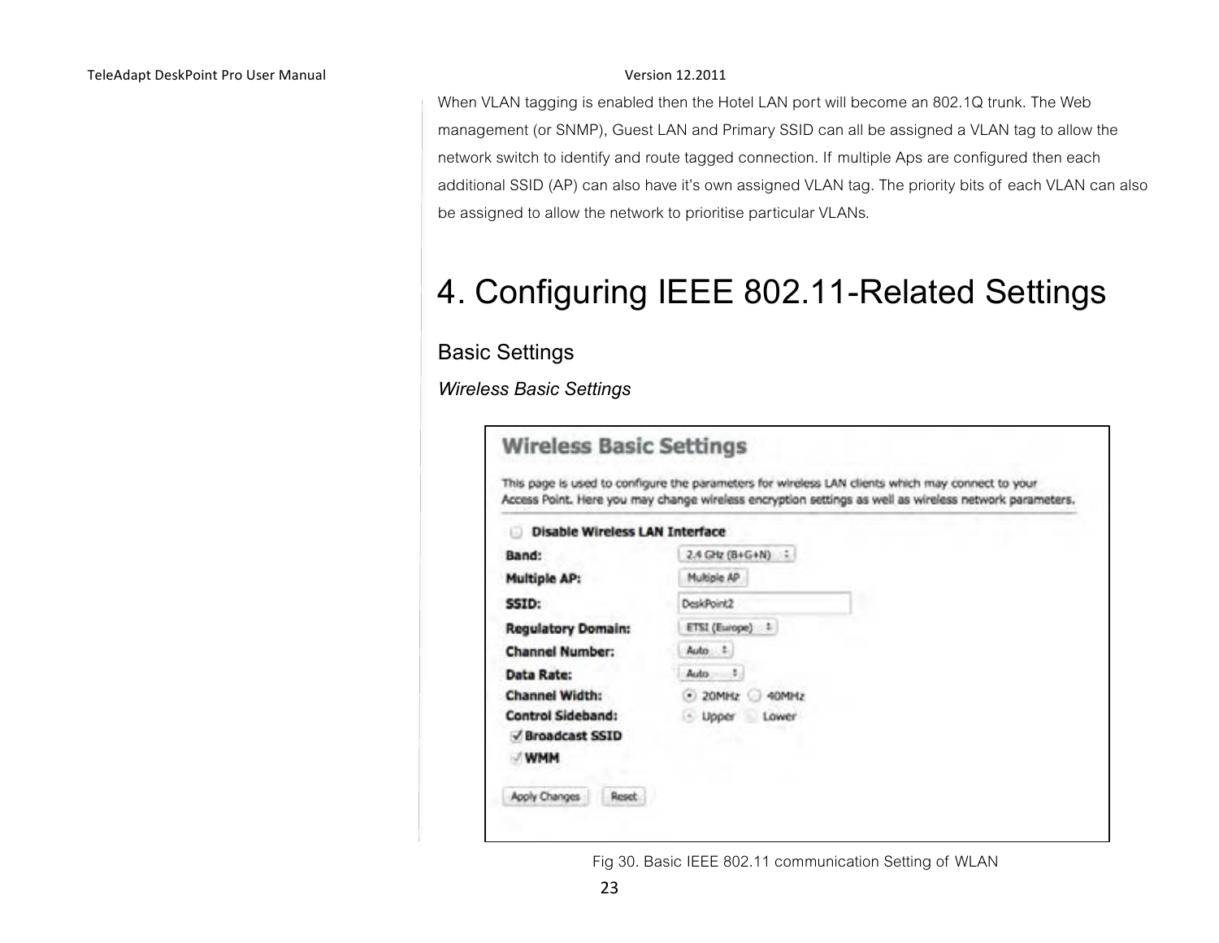When VLAN tagging is enabled then the Hotel LAN port will become an 802.1Q trunk. The Web management (or SNMP), Guest LAN and Primary SSID can all be assigned a VLAN tag to allow the network switch to identify and route tagged connection. If multiple Aps are configured then each additional SSID (AP) can also have it's own assigned VLAN tag. The priority bits of each VLAN can also be assigned to allow the network to prioritise particular VLANs.

# 4. Configuring IEEE 802.11-Related Settings

## Basic Settings

### *Wireless Basic Settings*

Fig 30. Basic IEEE 802.11 communication Setting of WLAN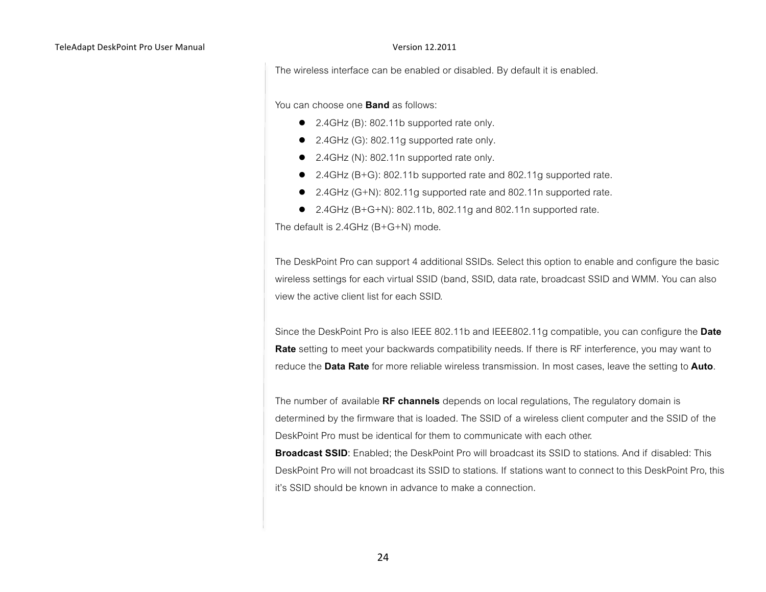The wireless interface can be enabled or disabled. By default it is enabled.

You can choose one **Band** as follows:

- 2.4GHz (B): 802.11b supported rate only.
- 2.4GHz (G): 802.11g supported rate only.
- 2.4GHz (N): 802.11n supported rate only.
- 2.4GHz (B+G): 802.11b supported rate and 802.11g supported rate.
- 2.4GHz (G+N): 802.11g supported rate and 802.11n supported rate.
- 2.4GHz (B+G+N): 802.11b, 802.11g and 802.11n supported rate.

The default is 2.4GHz (B+G+N) mode.

The DeskPoint Pro can support 4 additional SSIDs. Select this option to enable and configure the basic wireless settings for each virtual SSID (band, SSID, data rate, broadcast SSID and WMM. You can also view the active client list for each SSID.

Since the DeskPoint Pro is also IEEE 802.11b and IEEE802.11g compatible, you can configure the **Date Rate** setting to meet your backwards compatibility needs. If there is RF interference, you may want to reduce the **Data Rate** for more reliable wireless transmission. In most cases, leave the setting to **Auto**.

The number of available **RF channels** depends on local regulations, The regulatory domain is determined by the firmware that is loaded. The SSID of a wireless client computer and the SSID of the DeskPoint Pro must be identical for them to communicate with each other.
**Broadcast SSID**: Enabled; the DeskPoint Pro will broadcast its SSID to stations. And if disabled: This DeskPoint Pro will not broadcast its SSID to stations. If stations want to connect to this DeskPoint Pro, this it's SSID should be known in advance to make a connection.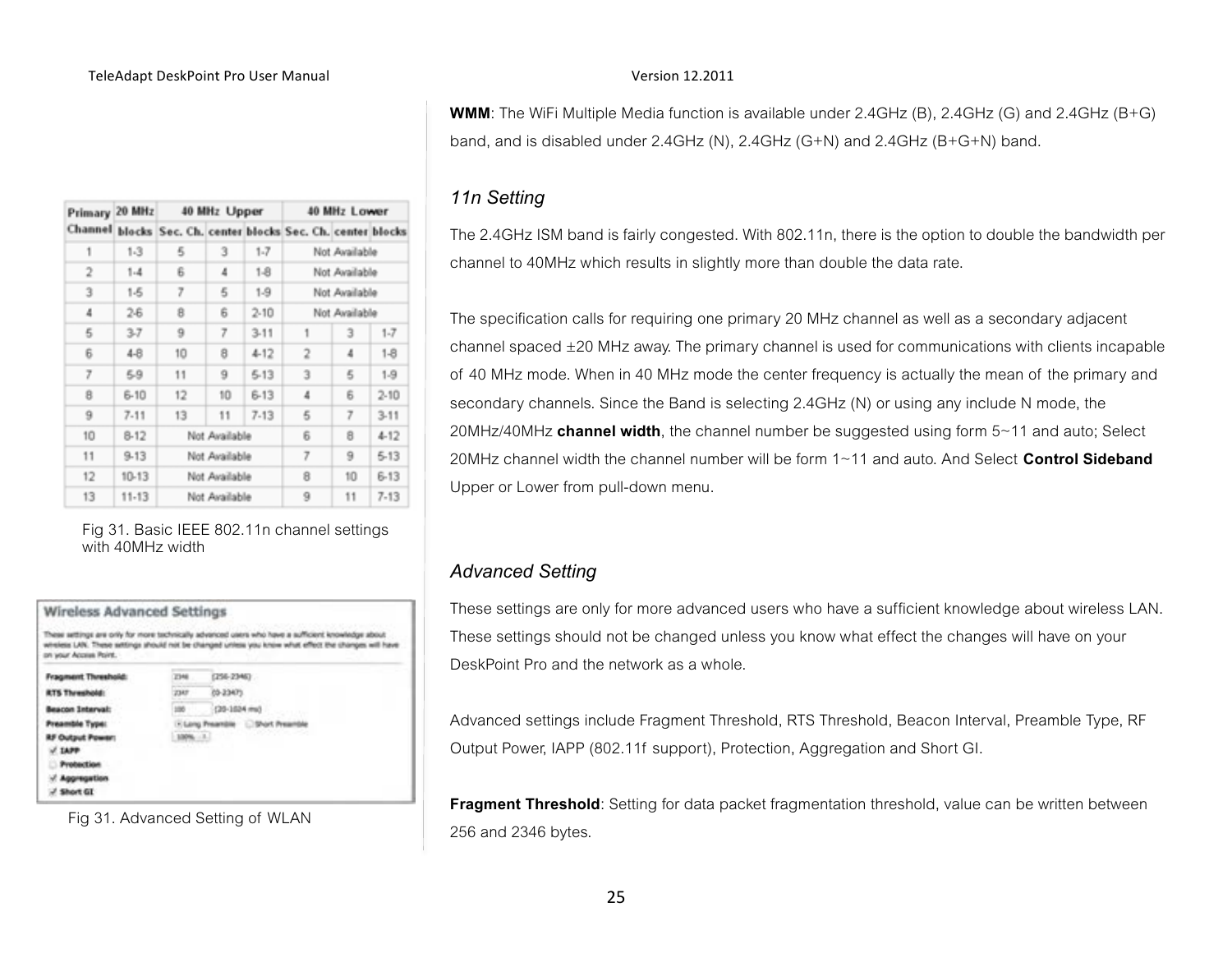| Primary Channel | 20 MHz blocks | 40 MHz Upper Sec. Ch. | 40 MHz Upper center | 40 MHz Upper blocks | 40 MHz Lower Sec. Ch. | 40 MHz Lower center | 40 MHz Lower blocks |
|---|---|---|---|---|---|---|---|
| 1 | 1-3 | 5 | 3 | 1-7 | Not Available | | |
| 2 | 1-4 | 6 | 4 | 1-8 | Not Available | | |
| 3 | 1-5 | 7 | 5 | 1-9 | Not Available | | |
| 4 | 2-6 | 8 | 6 | 2-10 | Not Available | | |
| 5 | 3-7 | 9 | 7 | 3-11 | 1 | 3 | 1-7 |
| 6 | 4-8 | 10 | 8 | 4-12 | 2 | 4 | 1-8 |
| 7 | 5-9 | 11 | 9 | 5-13 | 3 | 5 | 1-9 |
| 8 | 6-10 | 12 | 10 | 6-13 | 4 | 6 | 2-10 |
| 9 | 7-11 | 13 | 11 | 7-13 | 5 | 7 | 3-11 |
| 10 | 8-12 | Not Available | | | 6 | 8 | 4-12 |
| 11 | 9-13 | Not Available | | | 7 | 9 | 5-13 |
| 12 | 10-13 | Not Available | | | 8 | 10 | 6-13 |
| 13 | 11-13 | Not Available | | | 9 | 11 | 7-13 |

Fig 31. Basic IEEE 802.11n channel settings with 40MHz width

Fig 31. Advanced Setting of WLAN

**WMM**: The WiFi Multiple Media function is available under 2.4GHz (B), 2.4GHz (G) and 2.4GHz (B+G) band, and is disabled under 2.4GHz (N), 2.4GHz (G+N) and 2.4GHz (B+G+N) band.

### *11n Setting*

The 2.4GHz ISM band is fairly congested. With 802.11n, there is the option to double the bandwidth per channel to 40MHz which results in slightly more than double the data rate.

The specification calls for requiring one primary 20 MHz channel as well as a secondary adjacent channel spaced ±20 MHz away. The primary channel is used for communications with clients incapable of 40 MHz mode. When in 40 MHz mode the center frequency is actually the mean of the primary and secondary channels. Since the Band is selecting 2.4GHz (N) or using any include N mode, the 20MHz/40MHz **channel width**, the channel number be suggested using form 5~11 and auto; Select 20MHz channel width the channel number will be form 1~11 and auto. And Select **Control Sideband** Upper or Lower from pull-down menu.

### *Advanced Setting*

These settings are only for more advanced users who have a sufficient knowledge about wireless LAN. These settings should not be changed unless you know what effect the changes will have on your DeskPoint Pro and the network as a whole.

Advanced settings include Fragment Threshold, RTS Threshold, Beacon Interval, Preamble Type, RF Output Power, IAPP (802.11f support), Protection, Aggregation and Short GI.

**Fragment Threshold**: Setting for data packet fragmentation threshold, value can be written between 256 and 2346 bytes.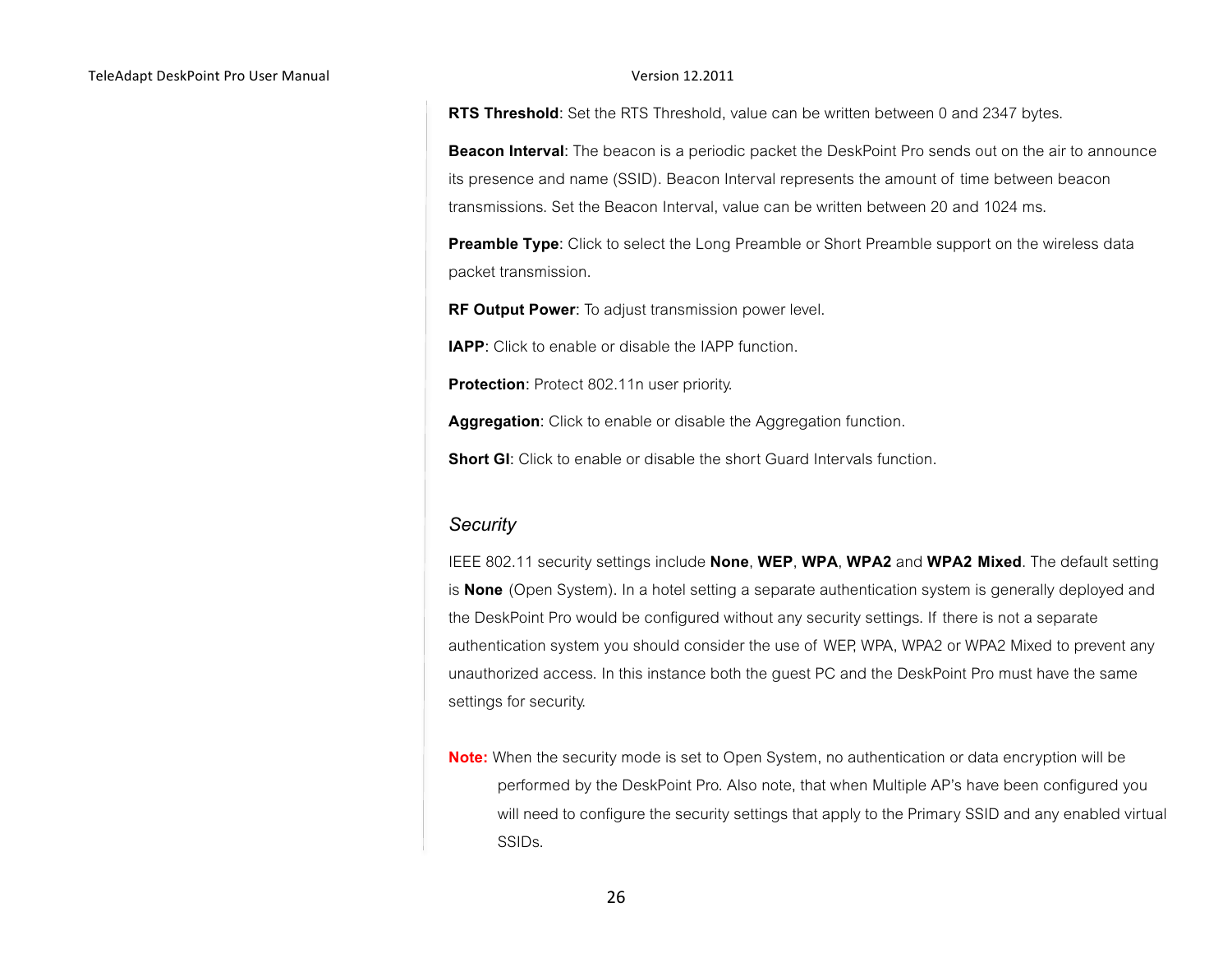**RTS Threshold**: Set the RTS Threshold, value can be written between 0 and 2347 bytes.

**Beacon Interval**: The beacon is a periodic packet the DeskPoint Pro sends out on the air to announce its presence and name (SSID). Beacon Interval represents the amount of time between beacon transmissions. Set the Beacon Interval, value can be written between 20 and 1024 ms.

**Preamble Type**: Click to select the Long Preamble or Short Preamble support on the wireless data packet transmission.

**RF Output Power**: To adjust transmission power level.

**IAPP**: Click to enable or disable the IAPP function.

**Protection**: Protect 802.11n user priority.

**Aggregation**: Click to enable or disable the Aggregation function.

**Short GI**: Click to enable or disable the short Guard Intervals function.

### *Security*

IEEE 802.11 security settings include **None**, **WEP**, **WPA**, **WPA2** and **WPA2 Mixed**. The default setting is **None** (Open System). In a hotel setting a separate authentication system is generally deployed and the DeskPoint Pro would be configured without any security settings. If there is not a separate authentication system you should consider the use of WEP, WPA, WPA2 or WPA2 Mixed to prevent any unauthorized access. In this instance both the guest PC and the DeskPoint Pro must have the same settings for security.

**Note:** When the security mode is set to Open System, no authentication or data encryption will be performed by the DeskPoint Pro. Also note, that when Multiple AP's have been configured you will need to configure the security settings that apply to the Primary SSID and any enabled virtual SSIDs.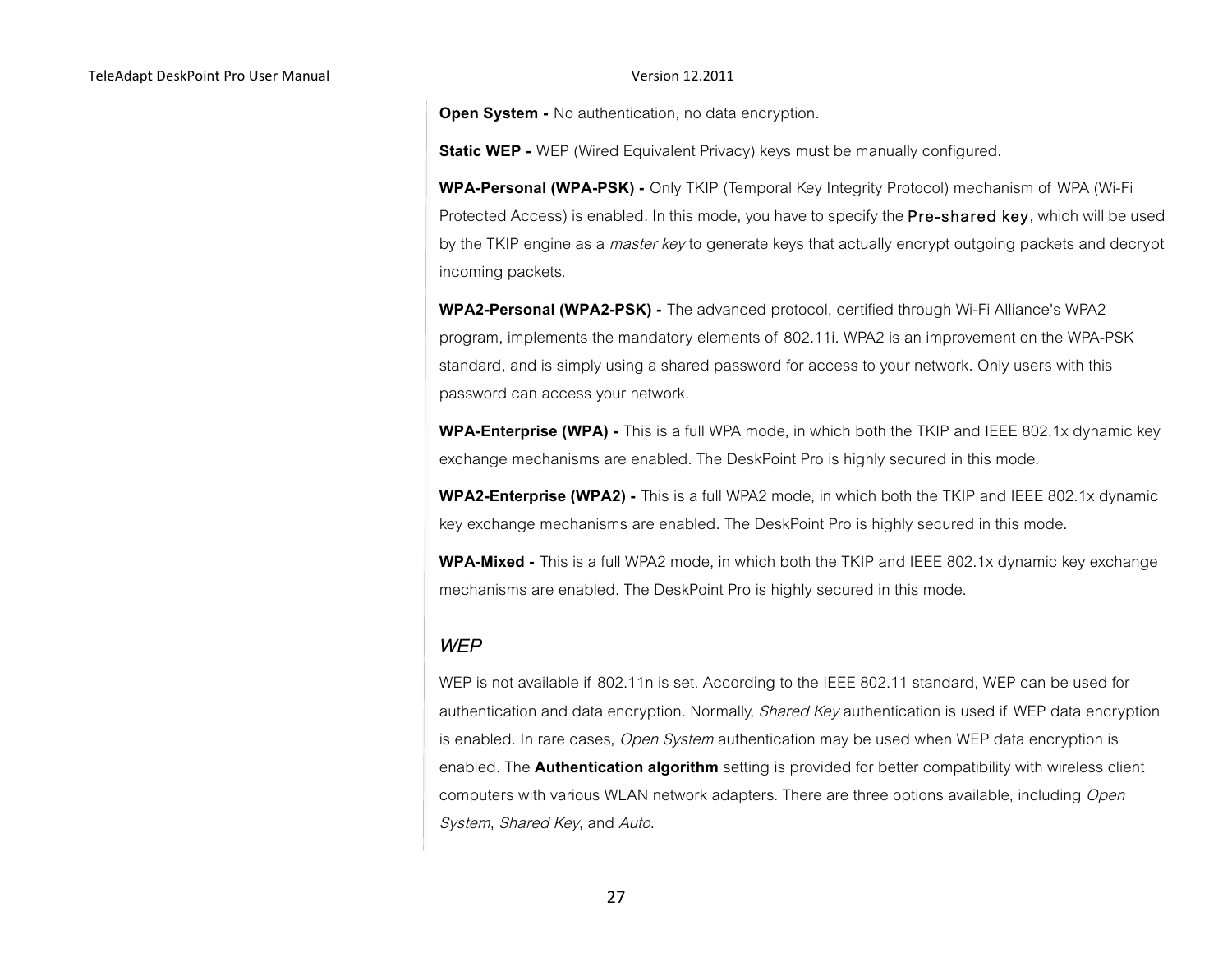**Open System -** No authentication, no data encryption.

**Static WEP -** WEP (Wired Equivalent Privacy) keys must be manually configured.

**WPA-Personal (WPA-PSK) -** Only TKIP (Temporal Key Integrity Protocol) mechanism of WPA (Wi-Fi Protected Access) is enabled. In this mode, you have to specify the Pre-shared key, which will be used by the TKIP engine as a *master key* to generate keys that actually encrypt outgoing packets and decrypt incoming packets.

**WPA2-Personal (WPA2-PSK) -** The advanced protocol, certified through Wi-Fi Alliance's WPA2 program, implements the mandatory elements of 802.11i. WPA2 is an improvement on the WPA-PSK standard, and is simply using a shared password for access to your network. Only users with this password can access your network.

**WPA-Enterprise (WPA) -** This is a full WPA mode, in which both the TKIP and IEEE 802.1x dynamic key exchange mechanisms are enabled. The DeskPoint Pro is highly secured in this mode.

**WPA2-Enterprise (WPA2) -** This is a full WPA2 mode, in which both the TKIP and IEEE 802.1x dynamic key exchange mechanisms are enabled. The DeskPoint Pro is highly secured in this mode.

**WPA-Mixed -** This is a full WPA2 mode, in which both the TKIP and IEEE 802.1x dynamic key exchange mechanisms are enabled. The DeskPoint Pro is highly secured in this mode.

### *WEP*

WEP is not available if 802.11n is set. According to the IEEE 802.11 standard, WEP can be used for authentication and data encryption. Normally, *Shared Key* authentication is used if WEP data encryption is enabled. In rare cases, *Open System* authentication may be used when WEP data encryption is enabled. The **Authentication algorithm** setting is provided for better compatibility with wireless client computers with various WLAN network adapters. There are three options available, including *Open System*, *Shared Key*, and *Auto*.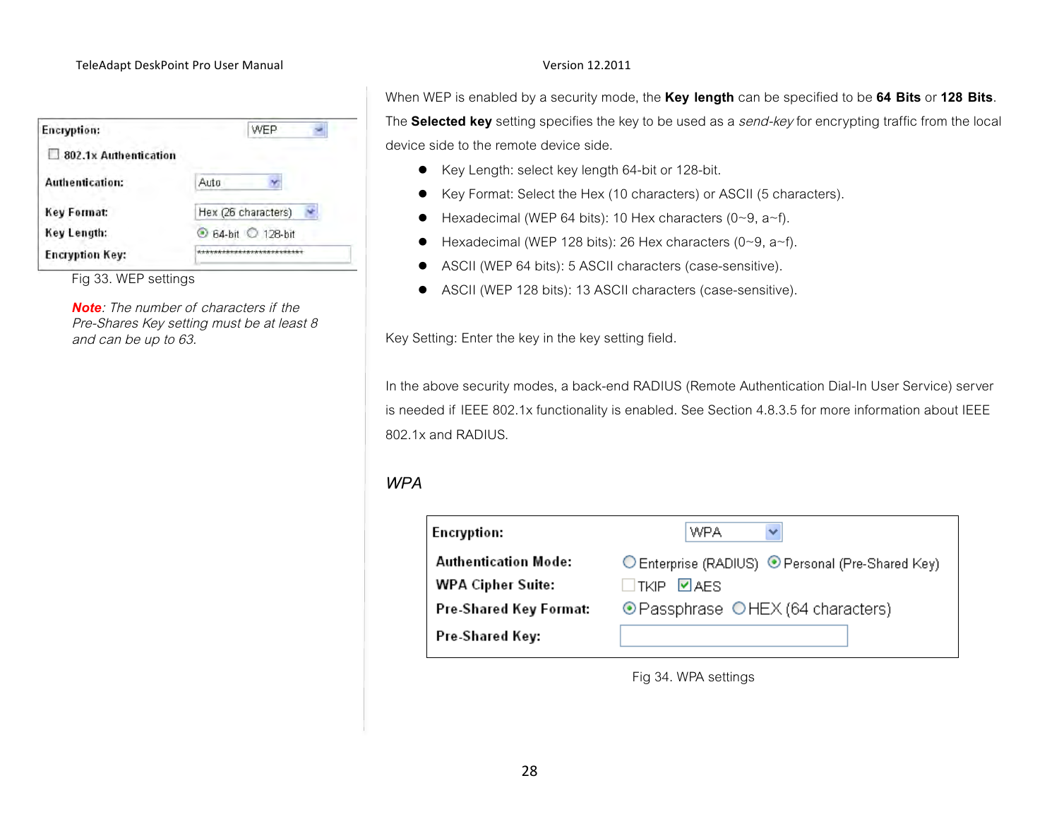| Encryption: | WEP |
|---|---|
| ☐ 802.1x Authentication | |
| Authentication: | Auto |
| Key Format: | Hex (26 characters) |
| Key Length: | ⦿ 64-bit ○ 128-bit |
| Encryption Key: | ************************** |

Fig 33. WEP settings

***Note**: The number of characters if the Pre-Shares Key setting must be at least 8 and can be up to 63.*

When WEP is enabled by a security mode, the **Key length** can be specified to be **64 Bits** or **128 Bits**. The **Selected key** setting specifies the key to be used as a *send-key* for encrypting traffic from the local device side to the remote device side.

- Key Length: select key length 64-bit or 128-bit.
- Key Format: Select the Hex (10 characters) or ASCII (5 characters).
- Hexadecimal (WEP 64 bits): 10 Hex characters (0~9, a~f).
- Hexadecimal (WEP 128 bits): 26 Hex characters (0~9, a~f).
- ASCII (WEP 64 bits): 5 ASCII characters (case-sensitive).
- ASCII (WEP 128 bits): 13 ASCII characters (case-sensitive).

Key Setting: Enter the key in the key setting field.

In the above security modes, a back-end RADIUS (Remote Authentication Dial-In User Service) server is needed if IEEE 802.1x functionality is enabled. See Section 4.8.3.5 for more information about IEEE 802.1x and RADIUS.

### *WPA*

| Encryption: | WPA |
|---|---|
| Authentication Mode: | ○ Enterprise (RADIUS) ⦿ Personal (Pre-Shared Key) |
| WPA Cipher Suite: | ☐ TKIP ☑ AES |
| Pre-Shared Key Format: | ⦿ Passphrase ○ HEX (64 characters) |
| Pre-Shared Key: | |

Fig 34. WPA settings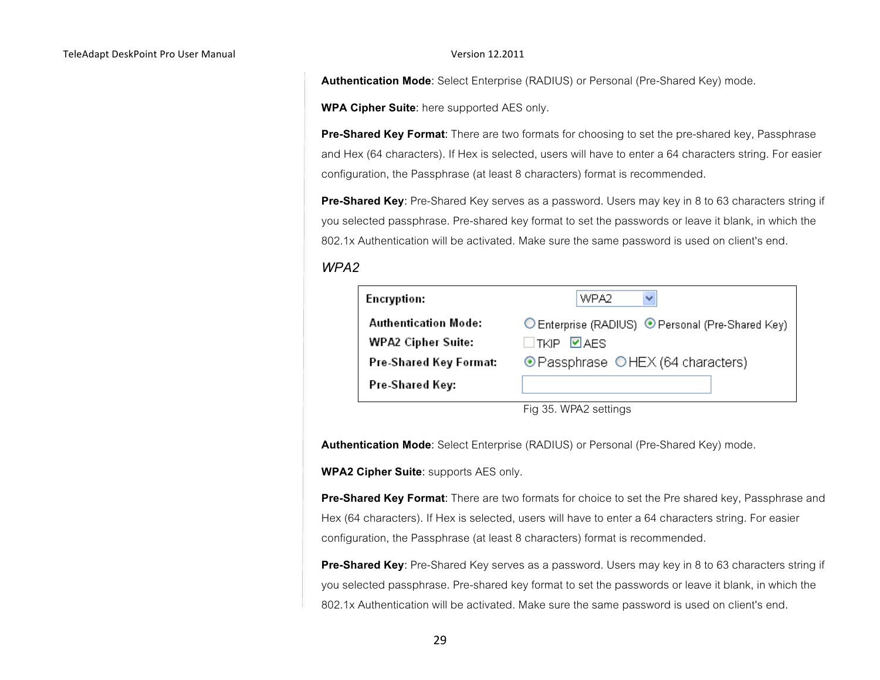**Authentication Mode**: Select Enterprise (RADIUS) or Personal (Pre-Shared Key) mode.

**WPA Cipher Suite**: here supported AES only.

**Pre-Shared Key Format**: There are two formats for choosing to set the pre-shared key, Passphrase and Hex (64 characters). If Hex is selected, users will have to enter a 64 characters string. For easier configuration, the Passphrase (at least 8 characters) format is recommended.

**Pre-Shared Key**: Pre-Shared Key serves as a password. Users may key in 8 to 63 characters string if you selected passphrase. Pre-shared key format to set the passwords or leave it blank, in which the 802.1x Authentication will be activated. Make sure the same password is used on client's end.

*WPA2*

| Setting | Value |
|---|---|
| **Encryption:** | WPA2 |
| **Authentication Mode:** | ○ Enterprise (RADIUS) ◉ Personal (Pre-Shared Key) |
| **WPA2 Cipher Suite:** | ☐ TKIP ☑ AES |
| **Pre-Shared Key Format:** | ◉ Passphrase ○ HEX (64 characters) |
| **Pre-Shared Key:** | |

Fig 35. WPA2 settings

**Authentication Mode**: Select Enterprise (RADIUS) or Personal (Pre-Shared Key) mode.

**WPA2 Cipher Suite**: supports AES only.

**Pre-Shared Key Format**: There are two formats for choice to set the Pre shared key, Passphrase and Hex (64 characters). If Hex is selected, users will have to enter a 64 characters string. For easier configuration, the Passphrase (at least 8 characters) format is recommended.

**Pre-Shared Key**: Pre-Shared Key serves as a password. Users may key in 8 to 63 characters string if you selected passphrase. Pre-shared key format to set the passwords or leave it blank, in which the 802.1x Authentication will be activated. Make sure the same password is used on client's end.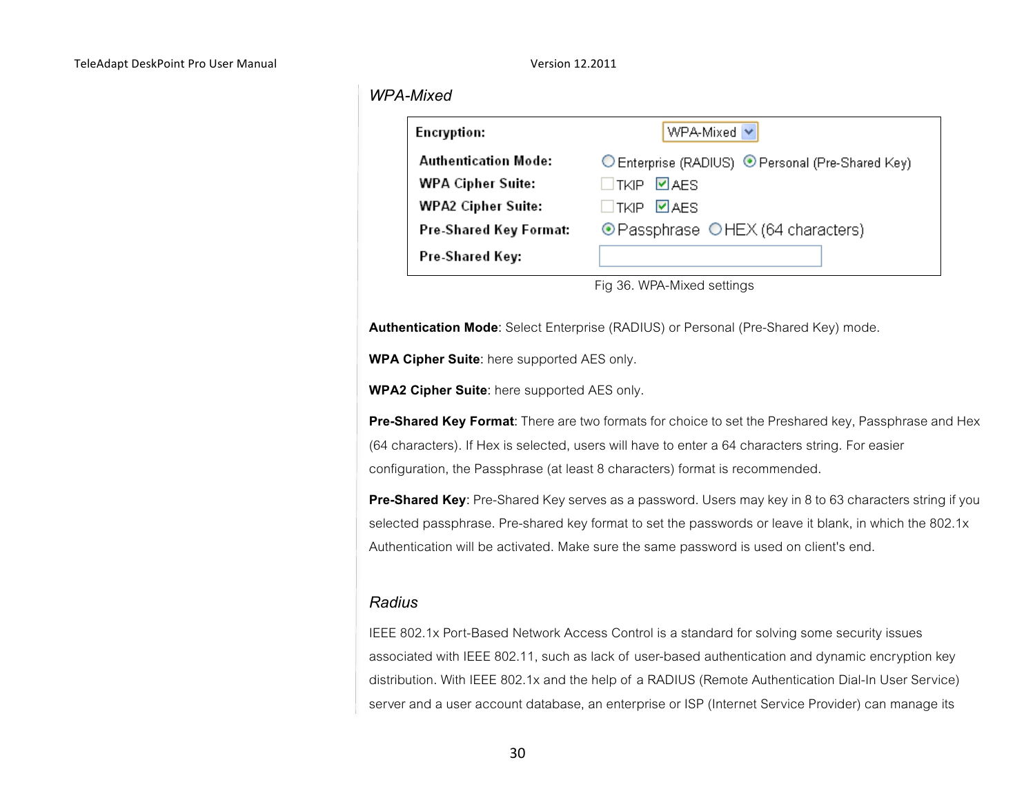*WPA-Mixed*

| | |
|---|---|
| **Encryption:** | WPA-Mixed |
| **Authentication Mode:** | ○ Enterprise (RADIUS) ⦿ Personal (Pre-Shared Key) |
| **WPA Cipher Suite:** | ☐ TKIP ☑ AES |
| **WPA2 Cipher Suite:** | ☐ TKIP ☑ AES |
| **Pre-Shared Key Format:** | ⦿ Passphrase ○ HEX (64 characters) |
| **Pre-Shared Key:** | |

Fig 36. WPA-Mixed settings

**Authentication Mode**: Select Enterprise (RADIUS) or Personal (Pre-Shared Key) mode.

**WPA Cipher Suite**: here supported AES only.

**WPA2 Cipher Suite**: here supported AES only.

**Pre-Shared Key Format**: There are two formats for choice to set the Preshared key, Passphrase and Hex (64 characters). If Hex is selected, users will have to enter a 64 characters string. For easier configuration, the Passphrase (at least 8 characters) format is recommended.

**Pre-Shared Key**: Pre-Shared Key serves as a password. Users may key in 8 to 63 characters string if you selected passphrase. Pre-shared key format to set the passwords or leave it blank, in which the 802.1x Authentication will be activated. Make sure the same password is used on client's end.

*Radius*

IEEE 802.1x Port-Based Network Access Control is a standard for solving some security issues associated with IEEE 802.11, such as lack of user-based authentication and dynamic encryption key distribution. With IEEE 802.1x and the help of a RADIUS (Remote Authentication Dial-In User Service) server and a user account database, an enterprise or ISP (Internet Service Provider) can manage its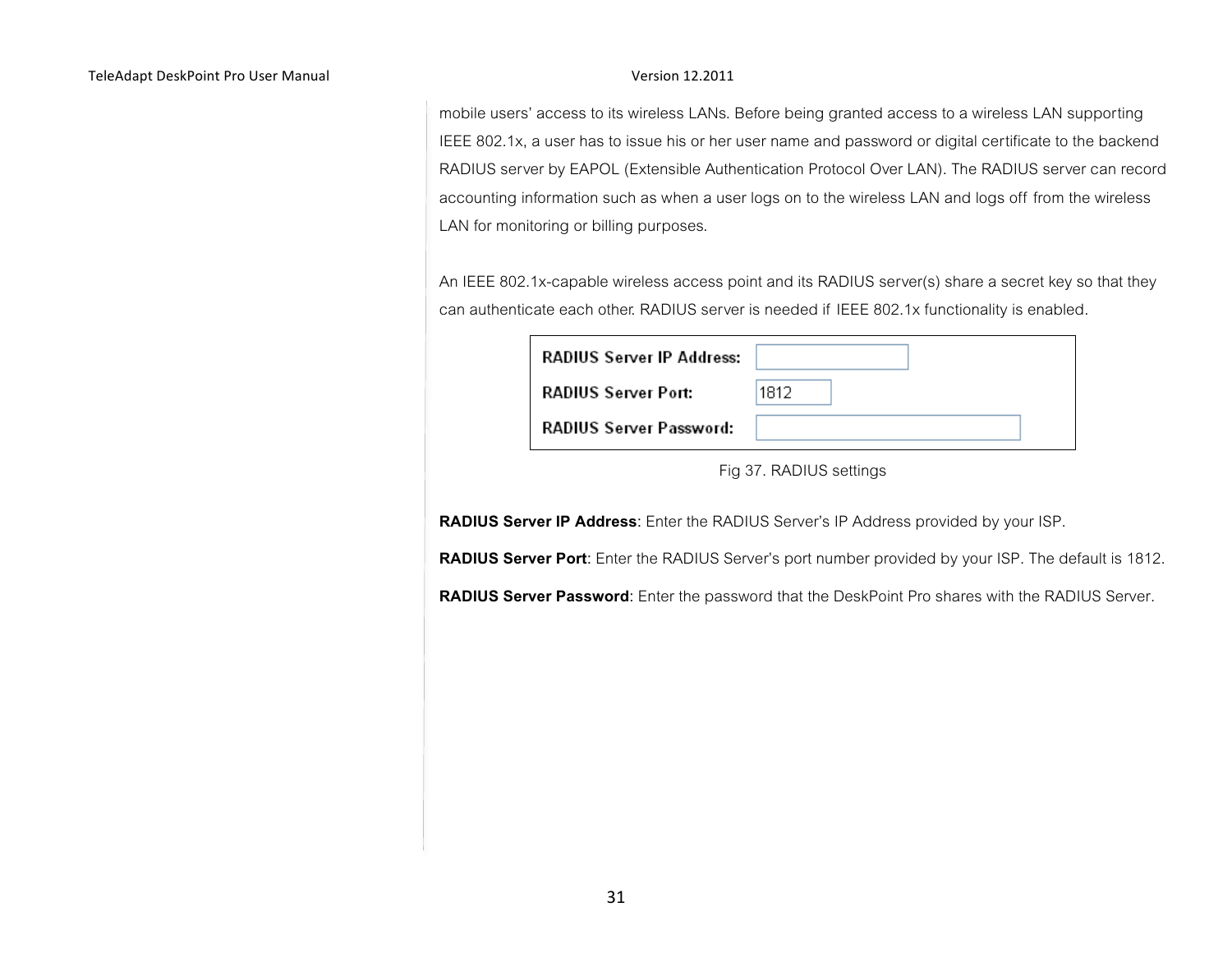mobile users' access to its wireless LANs. Before being granted access to a wireless LAN supporting IEEE 802.1x, a user has to issue his or her user name and password or digital certificate to the backend RADIUS server by EAPOL (Extensible Authentication Protocol Over LAN). The RADIUS server can record accounting information such as when a user logs on to the wireless LAN and logs off from the wireless LAN for monitoring or billing purposes.

An IEEE 802.1x-capable wireless access point and its RADIUS server(s) share a secret key so that they can authenticate each other. RADIUS server is needed if IEEE 802.1x functionality is enabled.

| | |
|---|---|
| RADIUS Server IP Address: | |
| RADIUS Server Port: | 1812 |
| RADIUS Server Password: | |

Fig 37. RADIUS settings

**RADIUS Server IP Address**: Enter the RADIUS Server's IP Address provided by your ISP.

**RADIUS Server Port**: Enter the RADIUS Server's port number provided by your ISP. The default is 1812.

**RADIUS Server Password**: Enter the password that the DeskPoint Pro shares with the RADIUS Server.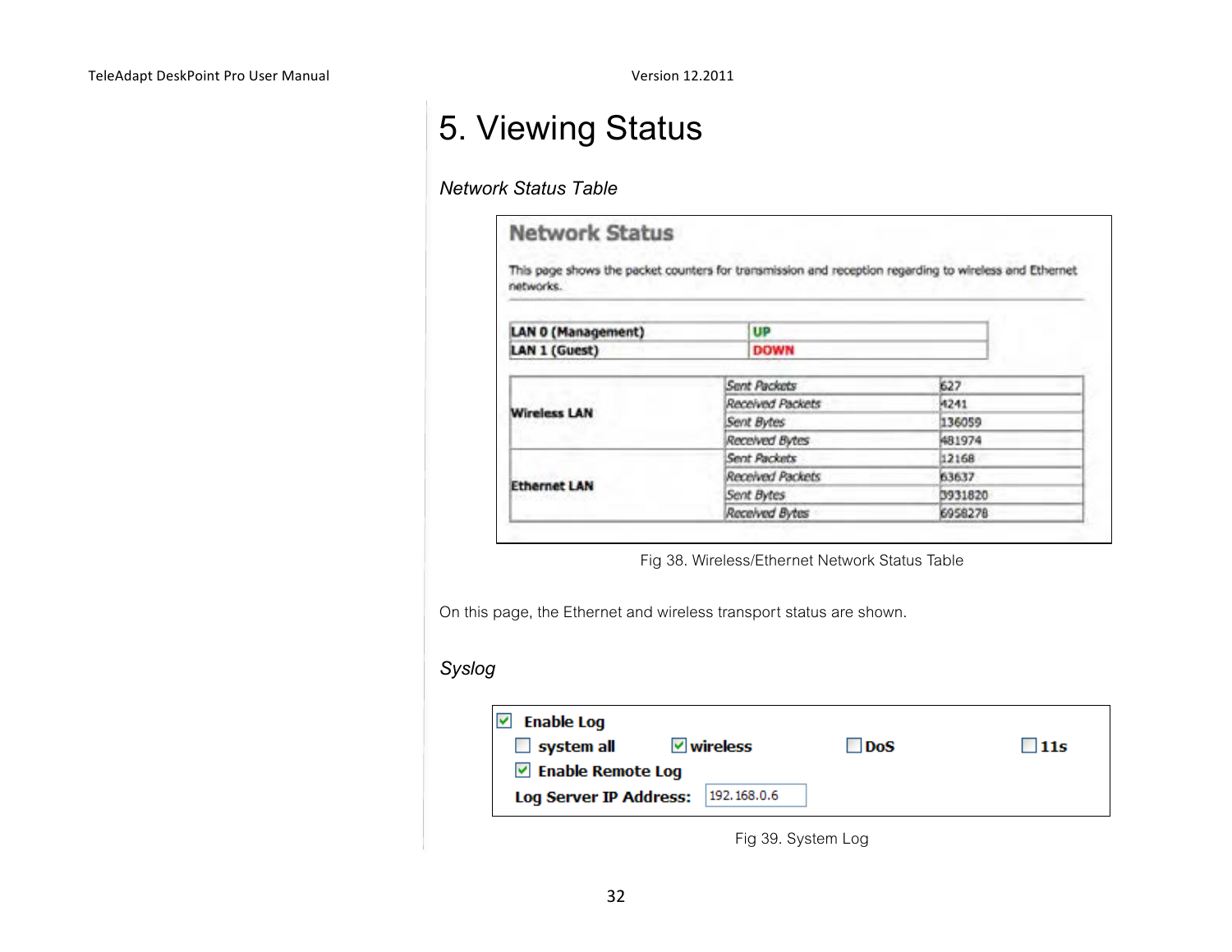# 5. Viewing Status

*Network Status Table*

**Network Status**

This page shows the packet counters for transmission and reception regarding to wireless and Ethernet networks.

| | |
|---|---|
| **LAN 0 (Management)** | **UP** |
| **LAN 1 (Guest)** | **DOWN** |

| | | |
|---|---|---|
| **Wireless LAN** | *Sent Packets* | 627 |
| | *Received Packets* | 4241 |
| | *Sent Bytes* | 136059 |
| | *Received Bytes* | 481974 |
| **Ethernet LAN** | *Sent Packets* | 12168 |
| | *Received Packets* | 63637 |
| | *Sent Bytes* | 3931820 |
| | *Received Bytes* | 6958278 |

Fig 38. Wireless/Ethernet Network Status Table

On this page, the Ethernet and wireless transport status are shown.

*Syslog*

- [x] **Enable Log**
  - [ ] **system all**
  - [x] **wireless**
  - [ ] **DoS**
  - [ ] **11s**
  - [x] **Enable Remote Log**
  - **Log Server IP Address:** 192.168.0.6

Fig 39. System Log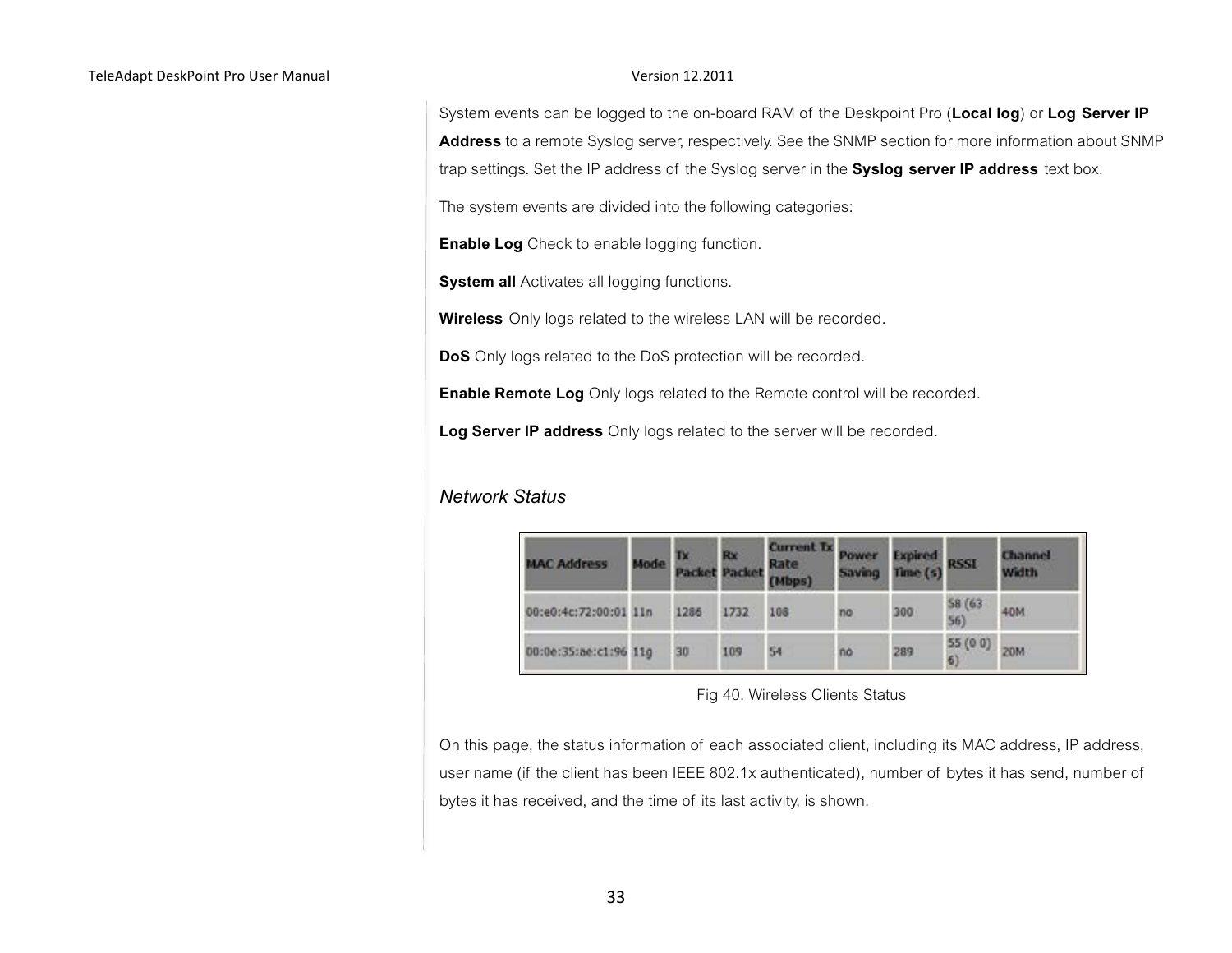System events can be logged to the on-board RAM of the Deskpoint Pro (**Local log**) or **Log Server IP Address** to a remote Syslog server, respectively. See the SNMP section for more information about SNMP trap settings. Set the IP address of the Syslog server in the **Syslog server IP address** text box.

The system events are divided into the following categories:

**Enable Log** Check to enable logging function.

**System all** Activates all logging functions.

**Wireless** Only logs related to the wireless LAN will be recorded.

**DoS** Only logs related to the DoS protection will be recorded.

**Enable Remote Log** Only logs related to the Remote control will be recorded.

**Log Server IP address** Only logs related to the server will be recorded.

### *Network Status*

| MAC Address | Mode | Tx Packet | Rx Packet | Current Tx Rate (Mbps) | Power Saving | Expired Time (s) | RSSI | Channel Width |
|---|---|---|---|---|---|---|---|---|
| 00:e0:4c:72:00:01 | 11n | 1286 | 1732 | 108 | no | 300 | 58 (63 56) | 40M |
| 00:0e:35:ae:c1:96 | 11g | 30 | 109 | 54 | no | 289 | 55 (0 0) 6) | 20M |

Fig 40. Wireless Clients Status

On this page, the status information of each associated client, including its MAC address, IP address, user name (if the client has been IEEE 802.1x authenticated), number of bytes it has send, number of bytes it has received, and the time of its last activity, is shown.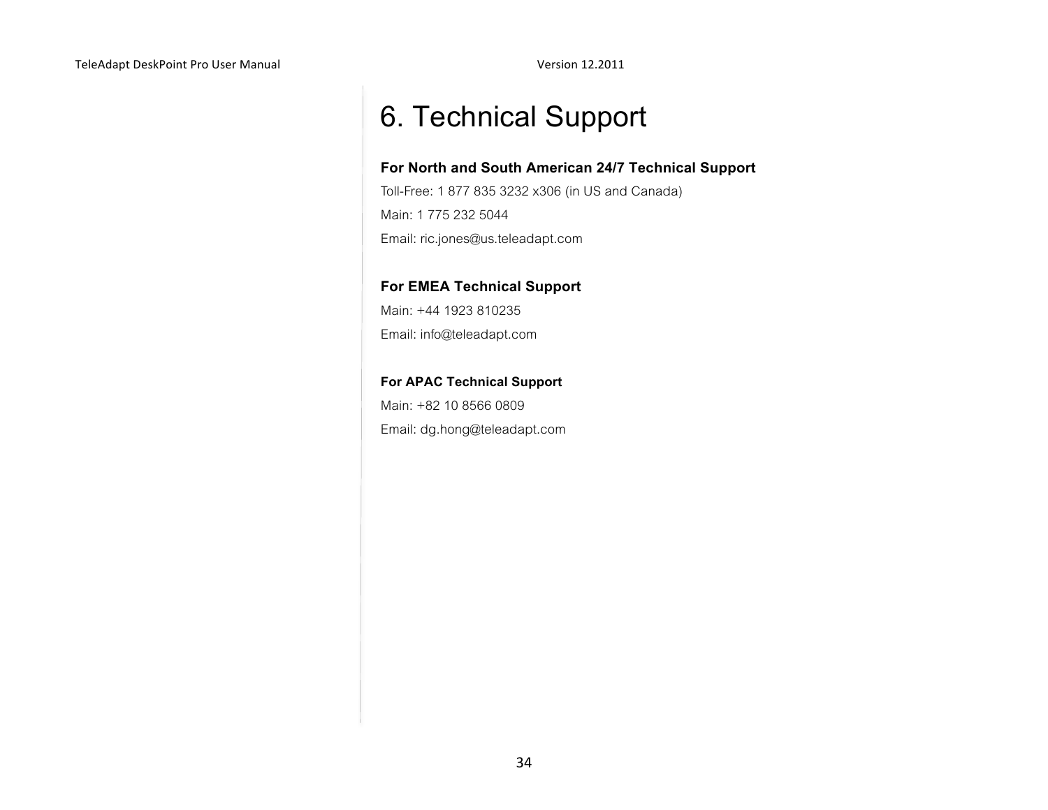# 6. Technical Support

**For North and South American 24/7 Technical Support**

Toll-Free: 1 877 835 3232 x306 (in US and Canada)

Main: 1 775 232 5044

Email: ric.jones@us.teleadapt.com

**For EMEA Technical Support**

Main: +44 1923 810235

Email: info@teleadapt.com

**For APAC Technical Support**

Main: +82 10 8566 0809

Email: dg.hong@teleadapt.com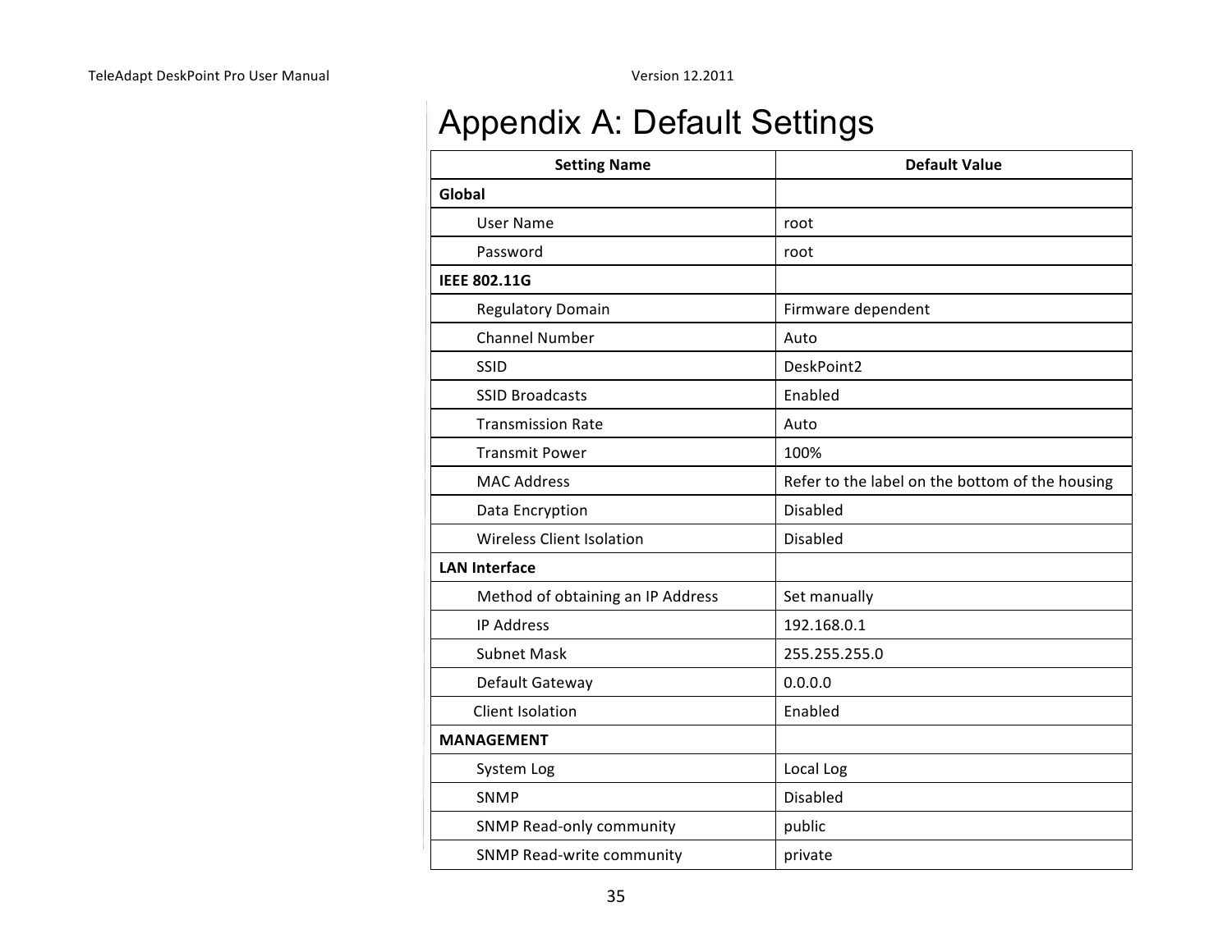# Appendix A: Default Settings

| Setting Name | Default Value |
|---|---|
| **Global** | |
| User Name | root |
| Password | root |
| **IEEE 802.11G** | |
| Regulatory Domain | Firmware dependent |
| Channel Number | Auto |
| SSID | DeskPoint2 |
| SSID Broadcasts | Enabled |
| Transmission Rate | Auto |
| Transmit Power | 100% |
| MAC Address | Refer to the label on the bottom of the housing |
| Data Encryption | Disabled |
| Wireless Client Isolation | Disabled |
| **LAN Interface** | |
| Method of obtaining an IP Address | Set manually |
| IP Address | 192.168.0.1 |
| Subnet Mask | 255.255.255.0 |
| Default Gateway | 0.0.0.0 |
| Client Isolation | Enabled |
| **MANAGEMENT** | |
| System Log | Local Log |
| SNMP | Disabled |
| SNMP Read-only community | public |
| SNMP Read-write community | private |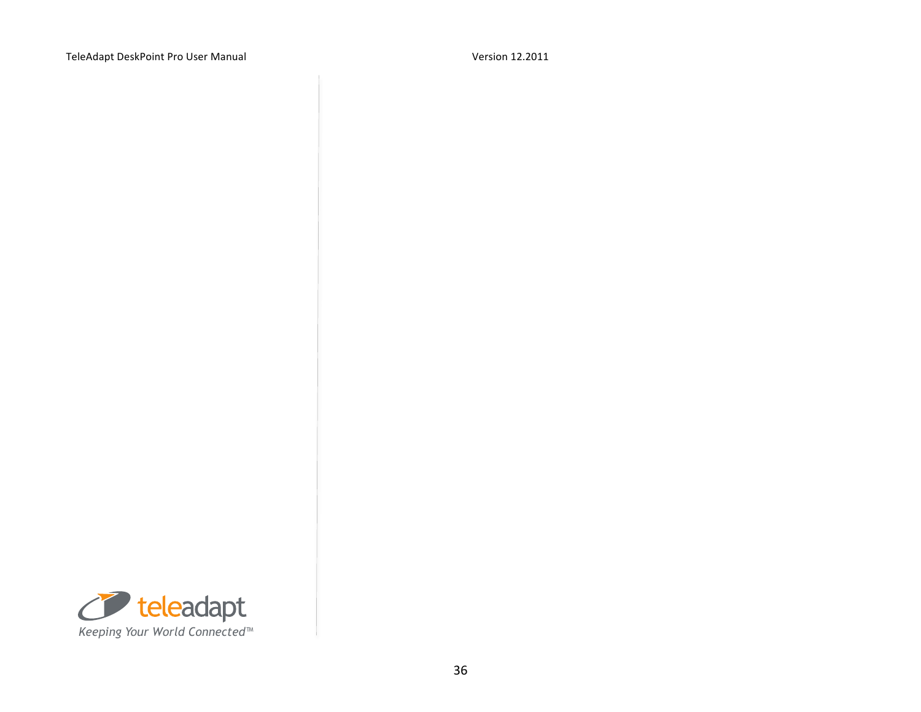teleadapt

*Keeping Your World Connected™*